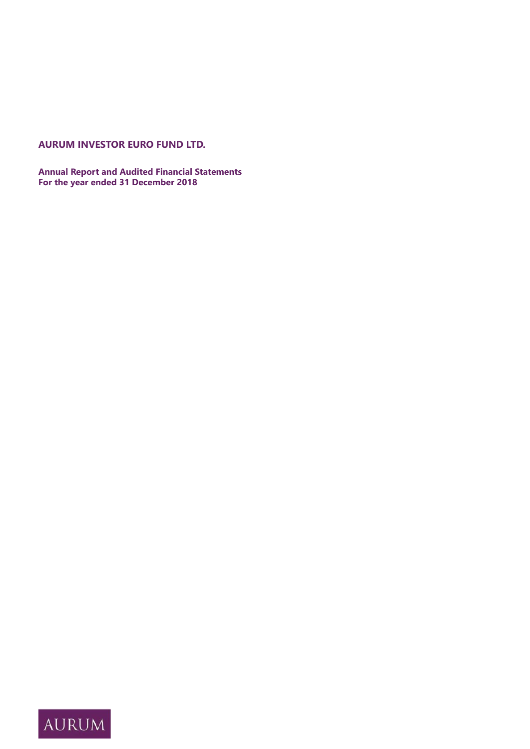# AURUM INVESTOR EURO FUND LTD.

**Annual Report and Audited Financial Statements**
**For the year ended 31 December 2018**

AURUM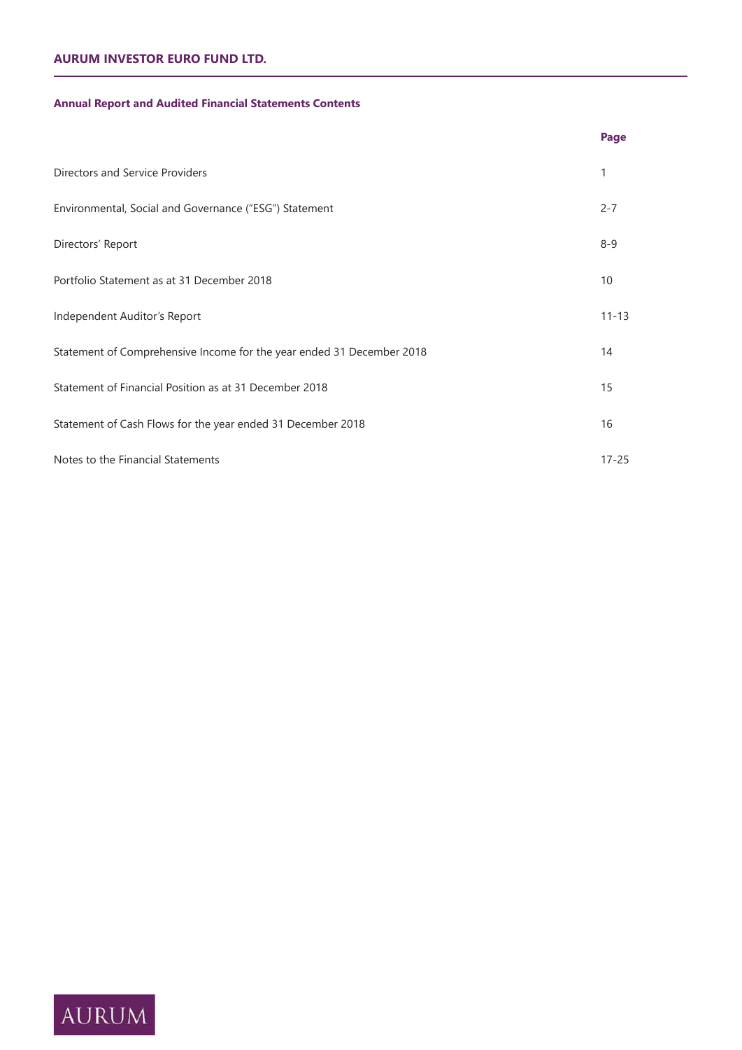## Annual Report and Audited Financial Statements Contents

| | Page |
|---|---|
| Directors and Service Providers | 1 |
| Environmental, Social and Governance ("ESG") Statement | 2-7 |
| Directors' Report | 8-9 |
| Portfolio Statement as at 31 December 2018 | 10 |
| Independent Auditor's Report | 11-13 |
| Statement of Comprehensive Income for the year ended 31 December 2018 | 14 |
| Statement of Financial Position as at 31 December 2018 | 15 |
| Statement of Cash Flows for the year ended 31 December 2018 | 16 |
| Notes to the Financial Statements | 17-25 |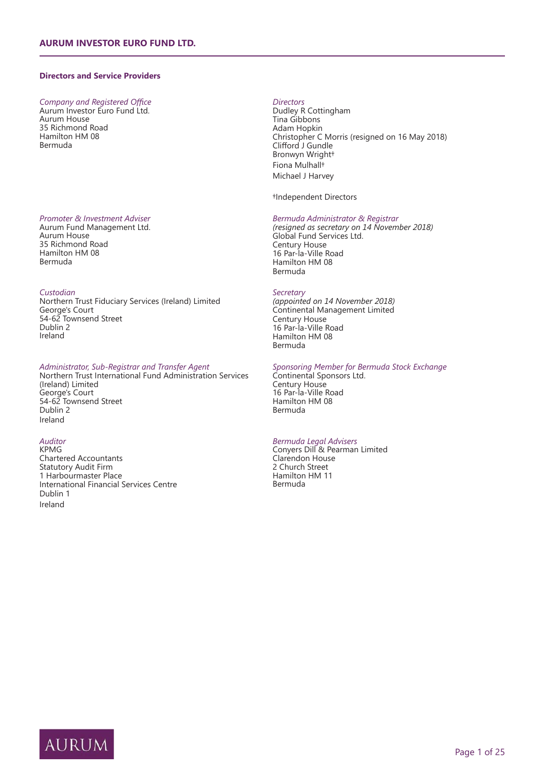## Directors and Service Providers

*Company and Registered Office*
Aurum Investor Euro Fund Ltd.
Aurum House
35 Richmond Road
Hamilton HM 08
Bermuda

*Directors*
Dudley R Cottingham
Tina Gibbons
Adam Hopkin
Christopher C Morris (resigned on 16 May 2018)
Clifford J Gundle
Bronwyn Wright†
Fiona Mulhall†
Michael J Harvey

†Independent Directors

*Promoter & Investment Adviser*
Aurum Fund Management Ltd.
Aurum House
35 Richmond Road
Hamilton HM 08
Bermuda

*Bermuda Administrator & Registrar*
*(resigned as secretary on 14 November 2018)*
Global Fund Services Ltd.
Century House
16 Par-la-Ville Road
Hamilton HM 08
Bermuda

*Custodian*
Northern Trust Fiduciary Services (Ireland) Limited
George's Court
54-62 Townsend Street
Dublin 2
Ireland

*Secretary*
*(appointed on 14 November 2018)*
Continental Management Limited
Century House
16 Par-la-Ville Road
Hamilton HM 08
Bermuda

*Administrator, Sub-Registrar and Transfer Agent*
Northern Trust International Fund Administration Services (Ireland) Limited
George's Court
54-62 Townsend Street
Dublin 2
Ireland

*Sponsoring Member for Bermuda Stock Exchange*
Continental Sponsors Ltd.
Century House
16 Par-la-Ville Road
Hamilton HM 08
Bermuda

*Auditor*
KPMG
Chartered Accountants
Statutory Audit Firm
1 Harbourmaster Place
International Financial Services Centre
Dublin 1
Ireland

*Bermuda Legal Advisers*
Conyers Dill & Pearman Limited
Clarendon House
2 Church Street
Hamilton HM 11
Bermuda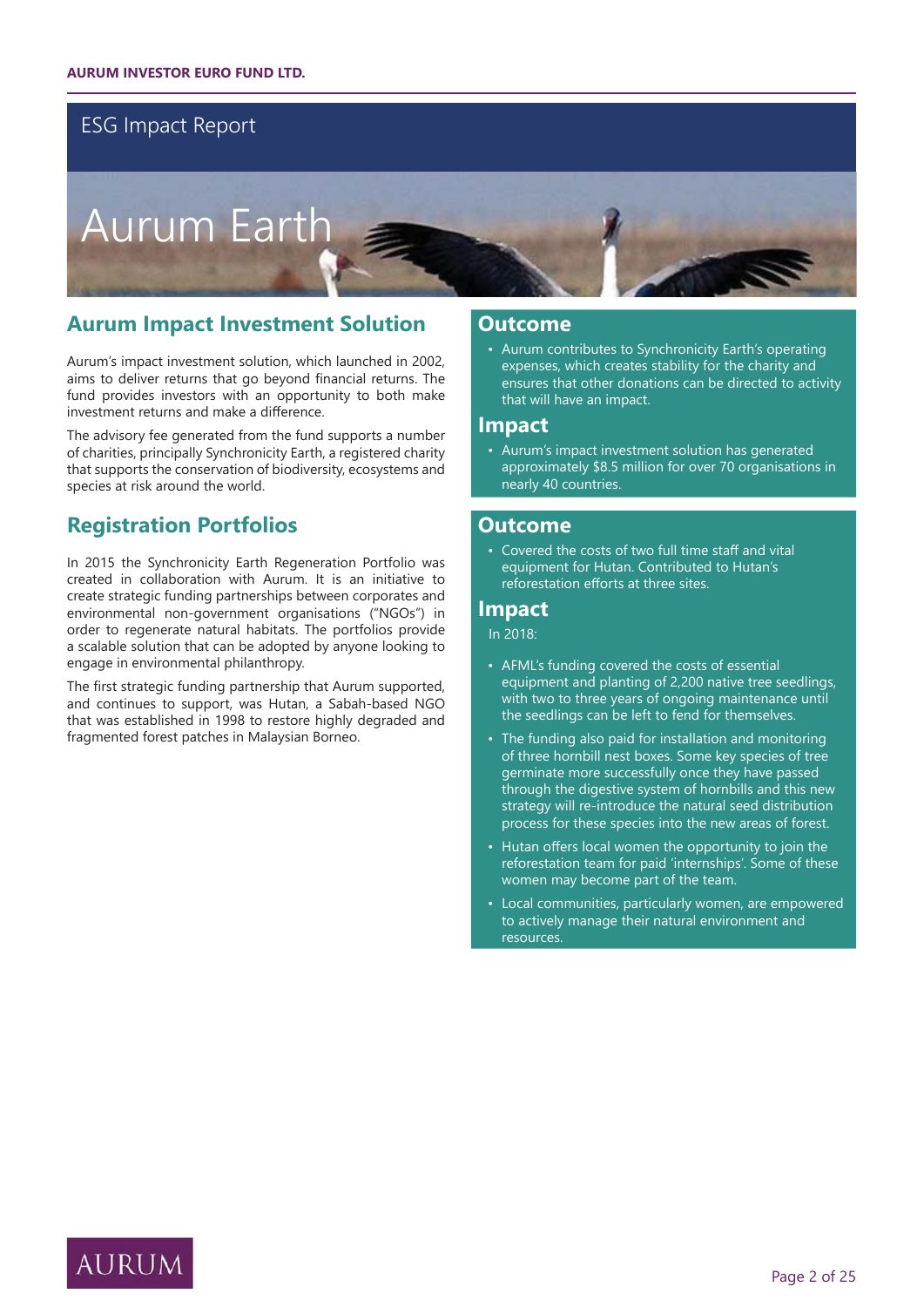# ESG Impact Report

# Aurum Earth

## Aurum Impact Investment Solution

Aurum's impact investment solution, which launched in 2002, aims to deliver returns that go beyond financial returns. The fund provides investors with an opportunity to both make investment returns and make a difference.

The advisory fee generated from the fund supports a number of charities, principally Synchronicity Earth, a registered charity that supports the conservation of biodiversity, ecosystems and species at risk around the world.

## Registration Portfolios

In 2015 the Synchronicity Earth Regeneration Portfolio was created in collaboration with Aurum. It is an initiative to create strategic funding partnerships between corporates and environmental non-government organisations ("NGOs") in order to regenerate natural habitats. The portfolios provide a scalable solution that can be adopted by anyone looking to engage in environmental philanthropy.

The first strategic funding partnership that Aurum supported, and continues to support, was Hutan, a Sabah-based NGO that was established in 1998 to restore highly degraded and fragmented forest patches in Malaysian Borneo.

### Outcome

- Aurum contributes to Synchronicity Earth's operating expenses, which creates stability for the charity and ensures that other donations can be directed to activity that will have an impact.

### Impact

- Aurum's impact investment solution has generated approximately $8.5 million for over 70 organisations in nearly 40 countries.

### Outcome

- Covered the costs of two full time staff and vital equipment for Hutan. Contributed to Hutan's reforestation efforts at three sites.

### Impact

In 2018:

- AFML's funding covered the costs of essential equipment and planting of 2,200 native tree seedlings, with two to three years of ongoing maintenance until the seedlings can be left to fend for themselves.
- The funding also paid for installation and monitoring of three hornbill nest boxes. Some key species of tree germinate more successfully once they have passed through the digestive system of hornbills and this new strategy will re-introduce the natural seed distribution process for these species into the new areas of forest.
- Hutan offers local women the opportunity to join the reforestation team for paid 'internships'. Some of these women may become part of the team.
- Local communities, particularly women, are empowered to actively manage their natural environment and resources.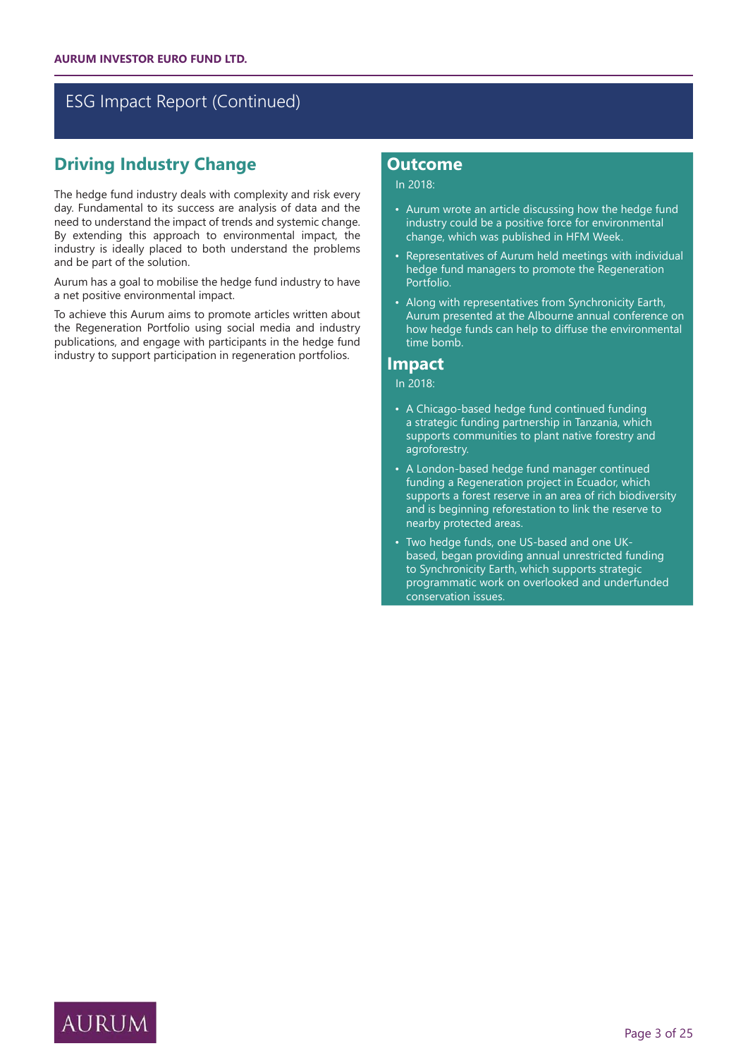# ESG Impact Report (Continued)

## Driving Industry Change

The hedge fund industry deals with complexity and risk every day. Fundamental to its success are analysis of data and the need to understand the impact of trends and systemic change. By extending this approach to environmental impact, the industry is ideally placed to both understand the problems and be part of the solution.

Aurum has a goal to mobilise the hedge fund industry to have a net positive environmental impact.

To achieve this Aurum aims to promote articles written about the Regeneration Portfolio using social media and industry publications, and engage with participants in the hedge fund industry to support participation in regeneration portfolios.

## Outcome

In 2018:

- Aurum wrote an article discussing how the hedge fund industry could be a positive force for environmental change, which was published in HFM Week.
- Representatives of Aurum held meetings with individual hedge fund managers to promote the Regeneration Portfolio.
- Along with representatives from Synchronicity Earth, Aurum presented at the Albourne annual conference on how hedge funds can help to diffuse the environmental time bomb.

## Impact

In 2018:

- A Chicago-based hedge fund continued funding a strategic funding partnership in Tanzania, which supports communities to plant native forestry and agroforestry.
- A London-based hedge fund manager continued funding a Regeneration project in Ecuador, which supports a forest reserve in an area of rich biodiversity and is beginning reforestation to link the reserve to nearby protected areas.
- Two hedge funds, one US-based and one UK-based, began providing annual unrestricted funding to Synchronicity Earth, which supports strategic programmatic work on overlooked and underfunded conservation issues.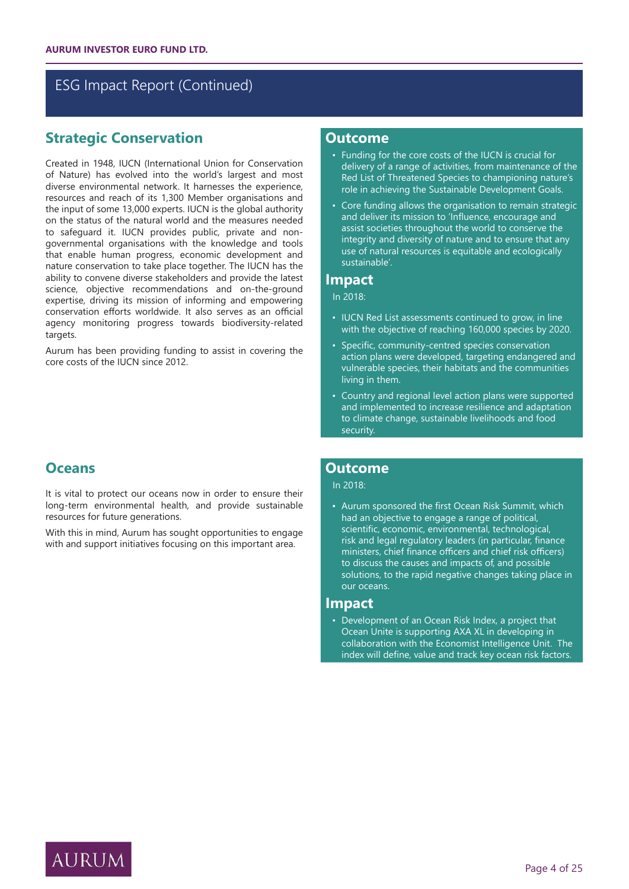## ESG Impact Report (Continued)

### Strategic Conservation

Created in 1948, IUCN (International Union for Conservation of Nature) has evolved into the world's largest and most diverse environmental network. It harnesses the experience, resources and reach of its 1,300 Member organisations and the input of some 13,000 experts. IUCN is the global authority on the status of the natural world and the measures needed to safeguard it. IUCN provides public, private and non-governmental organisations with the knowledge and tools that enable human progress, economic development and nature conservation to take place together. The IUCN has the ability to convene diverse stakeholders and provide the latest science, objective recommendations and on-the-ground expertise, driving its mission of informing and empowering conservation efforts worldwide. It also serves as an official agency monitoring progress towards biodiversity-related targets.

Aurum has been providing funding to assist in covering the core costs of the IUCN since 2012.

#### Outcome

- Funding for the core costs of the IUCN is crucial for delivery of a range of activities, from maintenance of the Red List of Threatened Species to championing nature's role in achieving the Sustainable Development Goals.
- Core funding allows the organisation to remain strategic and deliver its mission to 'Influence, encourage and assist societies throughout the world to conserve the integrity and diversity of nature and to ensure that any use of natural resources is equitable and ecologically sustainable'.

#### Impact

In 2018:

- IUCN Red List assessments continued to grow, in line with the objective of reaching 160,000 species by 2020.
- Specific, community-centred species conservation action plans were developed, targeting endangered and vulnerable species, their habitats and the communities living in them.
- Country and regional level action plans were supported and implemented to increase resilience and adaptation to climate change, sustainable livelihoods and food security.

### Oceans

It is vital to protect our oceans now in order to ensure their long-term environmental health, and provide sustainable resources for future generations.

With this in mind, Aurum has sought opportunities to engage with and support initiatives focusing on this important area.

#### Outcome

In 2018:

- Aurum sponsored the first Ocean Risk Summit, which had an objective to engage a range of political, scientific, economic, environmental, technological, risk and legal regulatory leaders (in particular, finance ministers, chief finance officers and chief risk officers) to discuss the causes and impacts of, and possible solutions, to the rapid negative changes taking place in our oceans.

#### Impact

- Development of an Ocean Risk Index, a project that Ocean Unite is supporting AXA XL in developing in collaboration with the Economist Intelligence Unit. The index will define, value and track key ocean risk factors.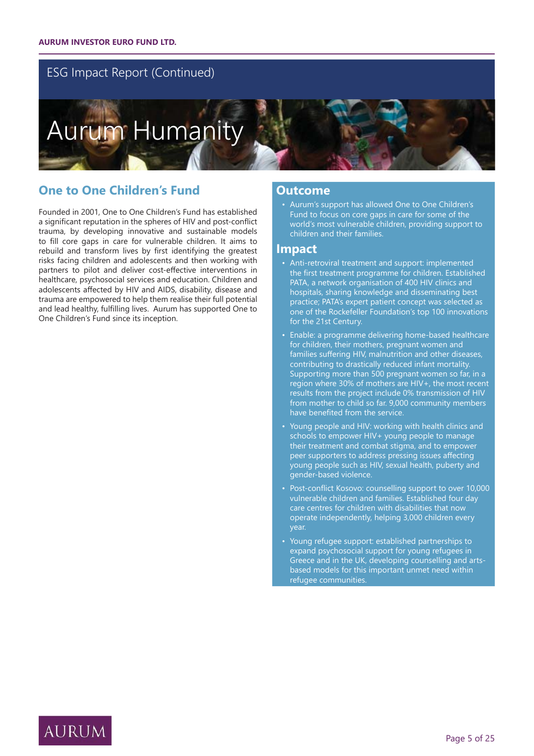## ESG Impact Report (Continued)

# Aurum Humanity

## One to One Children's Fund

Founded in 2001, One to One Children's Fund has established a significant reputation in the spheres of HIV and post-conflict trauma, by developing innovative and sustainable models to fill core gaps in care for vulnerable children. It aims to rebuild and transform lives by first identifying the greatest risks facing children and adolescents and then working with partners to pilot and deliver cost-effective interventions in healthcare, psychosocial services and education. Children and adolescents affected by HIV and AIDS, disability, disease and trauma are empowered to help them realise their full potential and lead healthy, fulfilling lives. Aurum has supported One to One Children's Fund since its inception.

## Outcome

- Aurum's support has allowed One to One Children's Fund to focus on core gaps in care for some of the world's most vulnerable children, providing support to children and their families.

## Impact

- Anti-retroviral treatment and support: implemented the first treatment programme for children. Established PATA, a network organisation of 400 HIV clinics and hospitals, sharing knowledge and disseminating best practice; PATA's expert patient concept was selected as one of the Rockefeller Foundation's top 100 innovations for the 21st Century.
- Enable: a programme delivering home-based healthcare for children, their mothers, pregnant women and families suffering HIV, malnutrition and other diseases, contributing to drastically reduced infant mortality. Supporting more than 500 pregnant women so far, in a region where 30% of mothers are HIV+, the most recent results from the project include 0% transmission of HIV from mother to child so far. 9,000 community members have benefited from the service.
- Young people and HIV: working with health clinics and schools to empower HIV+ young people to manage their treatment and combat stigma, and to empower peer supporters to address pressing issues affecting young people such as HIV, sexual health, puberty and gender-based violence.
- Post-conflict Kosovo: counselling support to over 10,000 vulnerable children and families. Established four day care centres for children with disabilities that now operate independently, helping 3,000 children every year.
- Young refugee support: established partnerships to expand psychosocial support for young refugees in Greece and in the UK, developing counselling and arts-based models for this important unmet need within refugee communities.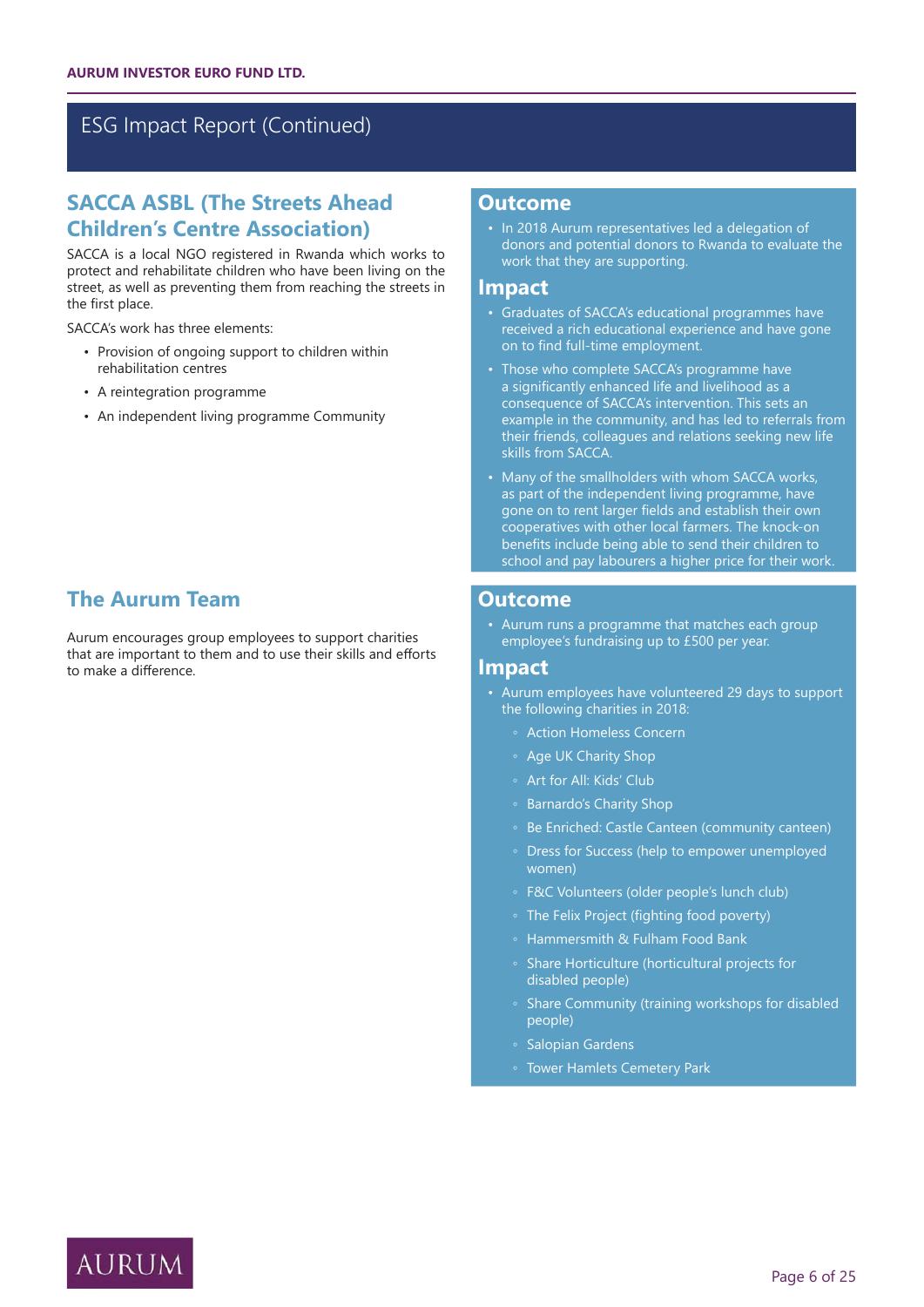## ESG Impact Report (Continued)

### SACCA ASBL (The Streets Ahead Children's Centre Association)

SACCA is a local NGO registered in Rwanda which works to protect and rehabilitate children who have been living on the street, as well as preventing them from reaching the streets in the first place.

SACCA's work has three elements:

- Provision of ongoing support to children within rehabilitation centres
- A reintegration programme
- An independent living programme Community

#### Outcome

- In 2018 Aurum representatives led a delegation of donors and potential donors to Rwanda to evaluate the work that they are supporting.

#### Impact

- Graduates of SACCA's educational programmes have received a rich educational experience and have gone on to find full-time employment.
- Those who complete SACCA's programme have a significantly enhanced life and livelihood as a consequence of SACCA's intervention. This sets an example in the community, and has led to referrals from their friends, colleagues and relations seeking new life skills from SACCA.
- Many of the smallholders with whom SACCA works, as part of the independent living programme, have gone on to rent larger fields and establish their own cooperatives with other local farmers. The knock-on benefits include being able to send their children to school and pay labourers a higher price for their work.

### The Aurum Team

Aurum encourages group employees to support charities that are important to them and to use their skills and efforts to make a difference.

#### Outcome

- Aurum runs a programme that matches each group employee's fundraising up to £500 per year.

#### Impact

- Aurum employees have volunteered 29 days to support the following charities in 2018:
  - Action Homeless Concern
  - Age UK Charity Shop
  - Art for All: Kids' Club
  - Barnardo's Charity Shop
  - Be Enriched: Castle Canteen (community canteen)
  - Dress for Success (help to empower unemployed women)
  - F&C Volunteers (older people's lunch club)
  - The Felix Project (fighting food poverty)
  - Hammersmith & Fulham Food Bank
  - Share Horticulture (horticultural projects for disabled people)
  - Share Community (training workshops for disabled people)
  - Salopian Gardens
  - Tower Hamlets Cemetery Park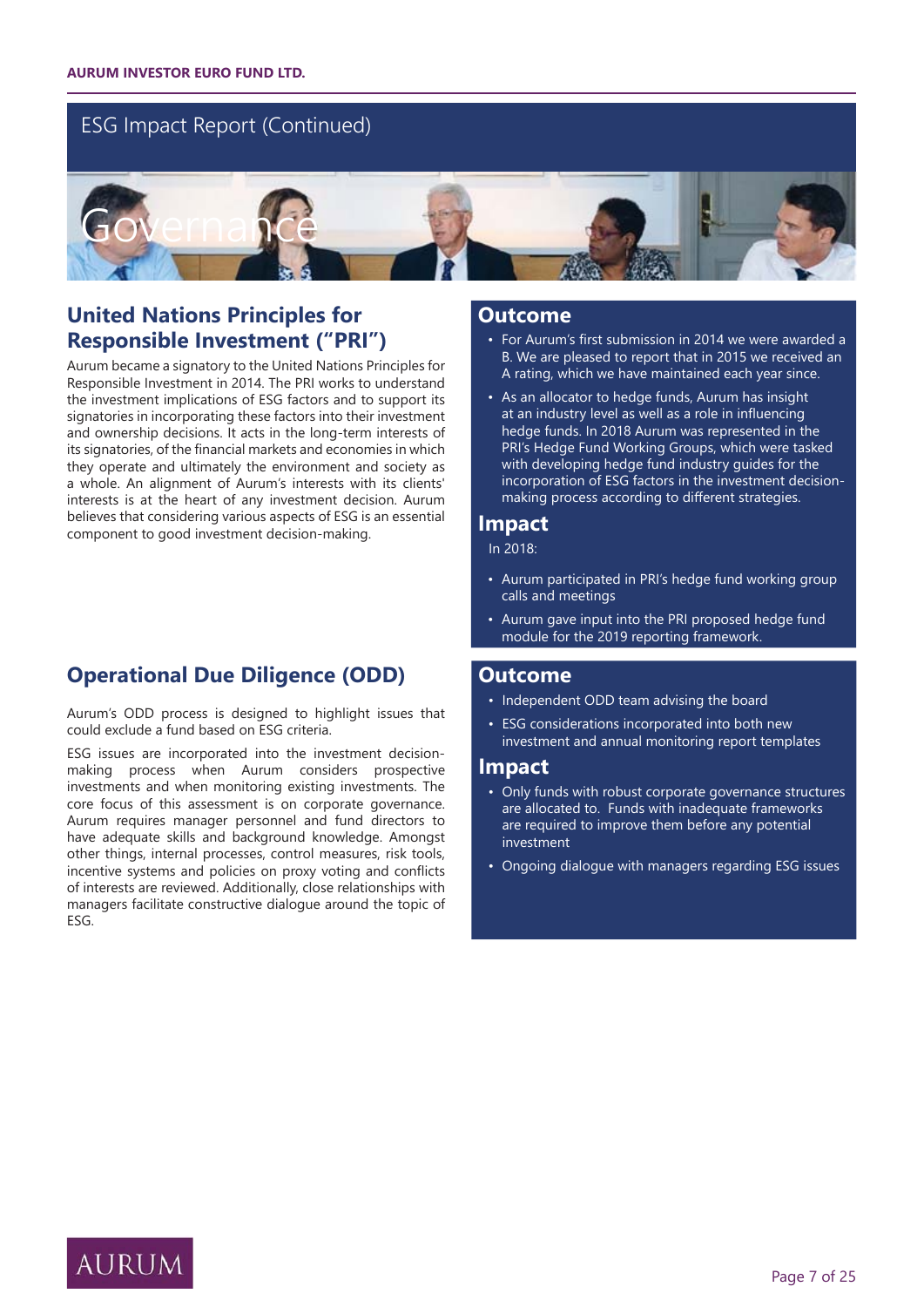## ESG Impact Report (Continued)

# Governance

### United Nations Principles for Responsible Investment ("PRI")

Aurum became a signatory to the United Nations Principles for Responsible Investment in 2014. The PRI works to understand the investment implications of ESG factors and to support its signatories in incorporating these factors into their investment and ownership decisions. It acts in the long-term interests of its signatories, of the financial markets and economies in which they operate and ultimately the environment and society as a whole. An alignment of Aurum's interests with its clients' interests is at the heart of any investment decision. Aurum believes that considering various aspects of ESG is an essential component to good investment decision-making.

#### Outcome

- For Aurum's first submission in 2014 we were awarded a B. We are pleased to report that in 2015 we received an A rating, which we have maintained each year since.
- As an allocator to hedge funds, Aurum has insight at an industry level as well as a role in influencing hedge funds. In 2018 Aurum was represented in the PRI's Hedge Fund Working Groups, which were tasked with developing hedge fund industry guides for the incorporation of ESG factors in the investment decision-making process according to different strategies.

#### Impact

In 2018:

- Aurum participated in PRI's hedge fund working group calls and meetings
- Aurum gave input into the PRI proposed hedge fund module for the 2019 reporting framework.

### Operational Due Diligence (ODD)

Aurum's ODD process is designed to highlight issues that could exclude a fund based on ESG criteria.

ESG issues are incorporated into the investment decision-making process when Aurum considers prospective investments and when monitoring existing investments. The core focus of this assessment is on corporate governance. Aurum requires manager personnel and fund directors to have adequate skills and background knowledge. Amongst other things, internal processes, control measures, risk tools, incentive systems and policies on proxy voting and conflicts of interests are reviewed. Additionally, close relationships with managers facilitate constructive dialogue around the topic of ESG.

#### Outcome

- Independent ODD team advising the board
- ESG considerations incorporated into both new investment and annual monitoring report templates

#### Impact

- Only funds with robust corporate governance structures are allocated to. Funds with inadequate frameworks are required to improve them before any potential investment
- Ongoing dialogue with managers regarding ESG issues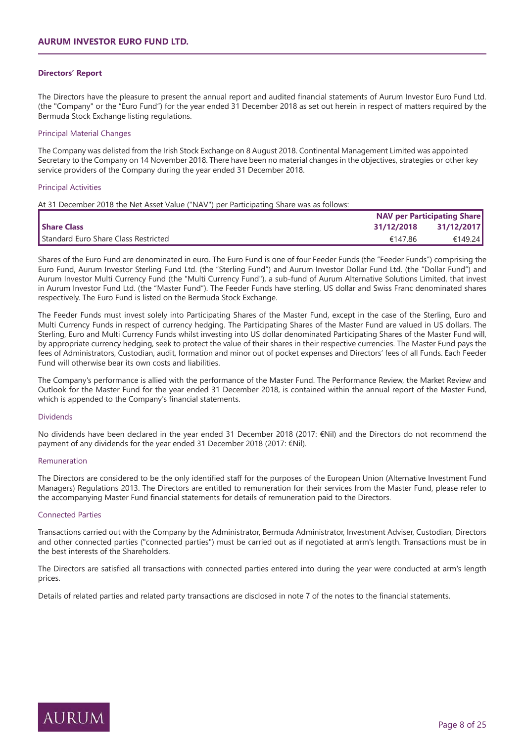## Directors' Report

The Directors have the pleasure to present the annual report and audited financial statements of Aurum Investor Euro Fund Ltd. (the "Company" or the "Euro Fund") for the year ended 31 December 2018 as set out herein in respect of matters required by the Bermuda Stock Exchange listing regulations.

### Principal Material Changes

The Company was delisted from the Irish Stock Exchange on 8 August 2018. Continental Management Limited was appointed Secretary to the Company on 14 November 2018. There have been no material changes in the objectives, strategies or other key service providers of the Company during the year ended 31 December 2018.

### Principal Activities

At 31 December 2018 the Net Asset Value ("NAV") per Participating Share was as follows:

| | NAV per Participating Share | |
|---|---|---|
| **Share Class** | **31/12/2018** | **31/12/2017** |
| Standard Euro Share Class Restricted | €147.86 | €149.24 |

Shares of the Euro Fund are denominated in euro. The Euro Fund is one of four Feeder Funds (the "Feeder Funds") comprising the Euro Fund, Aurum Investor Sterling Fund Ltd. (the "Sterling Fund") and Aurum Investor Dollar Fund Ltd. (the "Dollar Fund") and Aurum Investor Multi Currency Fund (the "Multi Currency Fund"), a sub-fund of Aurum Alternative Solutions Limited, that invest in Aurum Investor Fund Ltd. (the "Master Fund"). The Feeder Funds have sterling, US dollar and Swiss Franc denominated shares respectively. The Euro Fund is listed on the Bermuda Stock Exchange.

The Feeder Funds must invest solely into Participating Shares of the Master Fund, except in the case of the Sterling, Euro and Multi Currency Funds in respect of currency hedging. The Participating Shares of the Master Fund are valued in US dollars. The Sterling, Euro and Multi Currency Funds whilst investing into US dollar denominated Participating Shares of the Master Fund will, by appropriate currency hedging, seek to protect the value of their shares in their respective currencies. The Master Fund pays the fees of Administrators, Custodian, audit, formation and minor out of pocket expenses and Directors' fees of all Funds. Each Feeder Fund will otherwise bear its own costs and liabilities.

The Company's performance is allied with the performance of the Master Fund. The Performance Review, the Market Review and Outlook for the Master Fund for the year ended 31 December 2018, is contained within the annual report of the Master Fund, which is appended to the Company's financial statements.

### Dividends

No dividends have been declared in the year ended 31 December 2018 (2017: €Nil) and the Directors do not recommend the payment of any dividends for the year ended 31 December 2018 (2017: €Nil).

### Remuneration

The Directors are considered to be the only identified staff for the purposes of the European Union (Alternative Investment Fund Managers) Regulations 2013. The Directors are entitled to remuneration for their services from the Master Fund, please refer to the accompanying Master Fund financial statements for details of remuneration paid to the Directors.

### Connected Parties

Transactions carried out with the Company by the Administrator, Bermuda Administrator, Investment Adviser, Custodian, Directors and other connected parties ("connected parties") must be carried out as if negotiated at arm's length. Transactions must be in the best interests of the Shareholders.

The Directors are satisfied all transactions with connected parties entered into during the year were conducted at arm's length prices.

Details of related parties and related party transactions are disclosed in note 7 of the notes to the financial statements.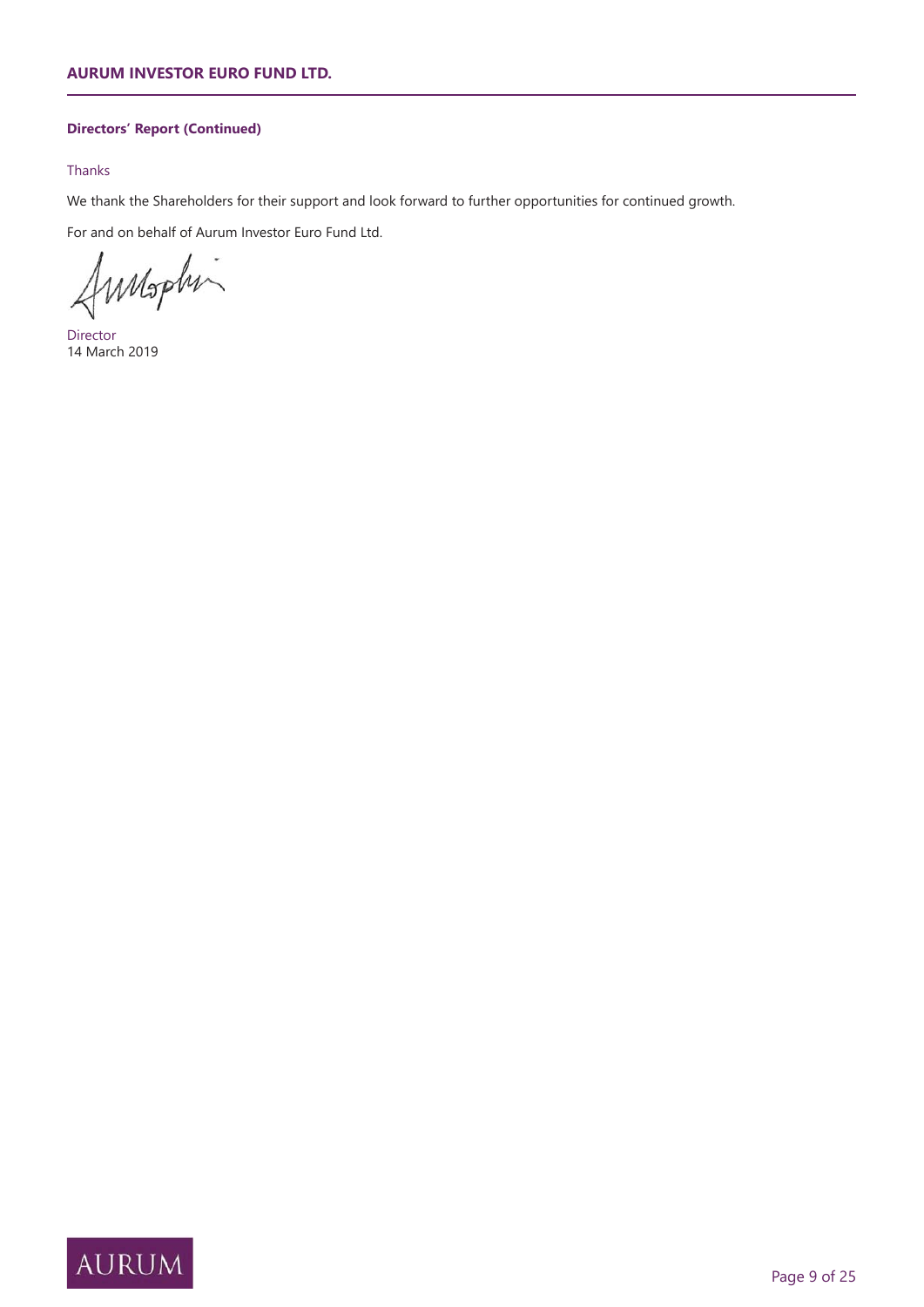**Directors' Report (Continued)**

Thanks

We thank the Shareholders for their support and look forward to further opportunities for continued growth.

For and on behalf of Aurum Investor Euro Fund Ltd.

Director
14 March 2019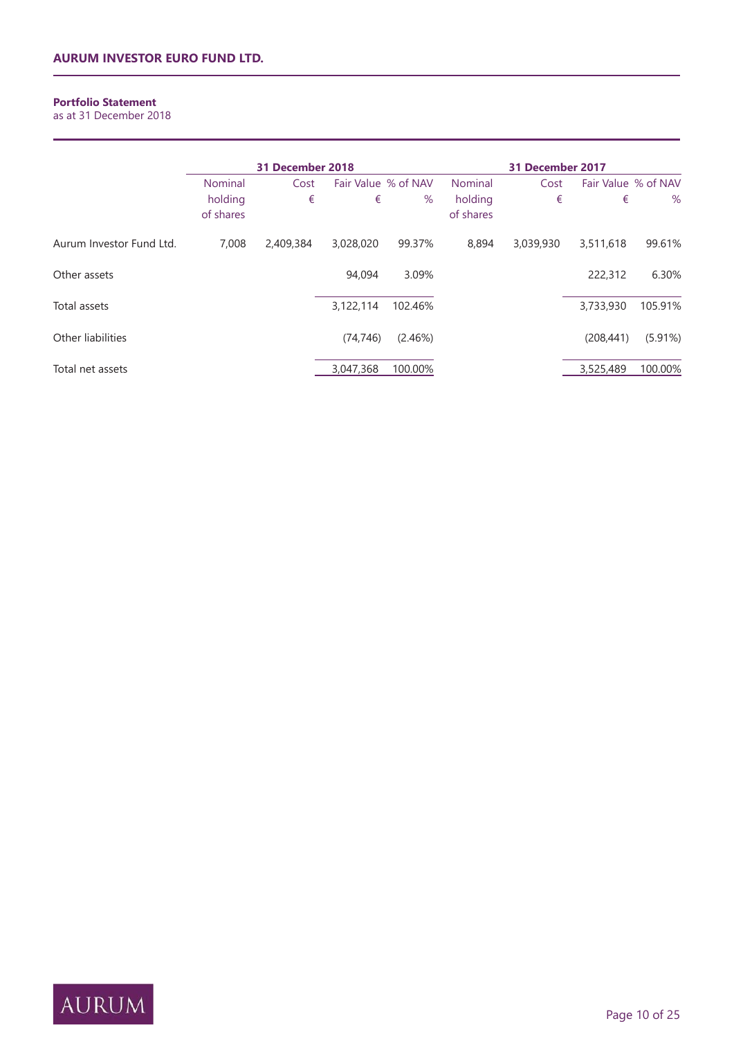## Portfolio Statement

as at 31 December 2018

| | 31 December 2018 | | | | 31 December 2017 | | | |
|---|---|---|---|---|---|---|---|---|
| | Nominal holding of shares | Cost € | Fair Value € | % of NAV % | Nominal holding of shares | Cost € | Fair Value € | % of NAV % |
| Aurum Investor Fund Ltd. | 7,008 | 2,409,384 | 3,028,020 | 99.37% | 8,894 | 3,039,930 | 3,511,618 | 99.61% |
| Other assets | | | 94,094 | 3.09% | | | 222,312 | 6.30% |
| Total assets | | | 3,122,114 | 102.46% | | | 3,733,930 | 105.91% |
| Other liabilities | | | (74,746) | (2.46%) | | | (208,441) | (5.91%) |
| Total net assets | | | 3,047,368 | 100.00% | | | 3,525,489 | 100.00% |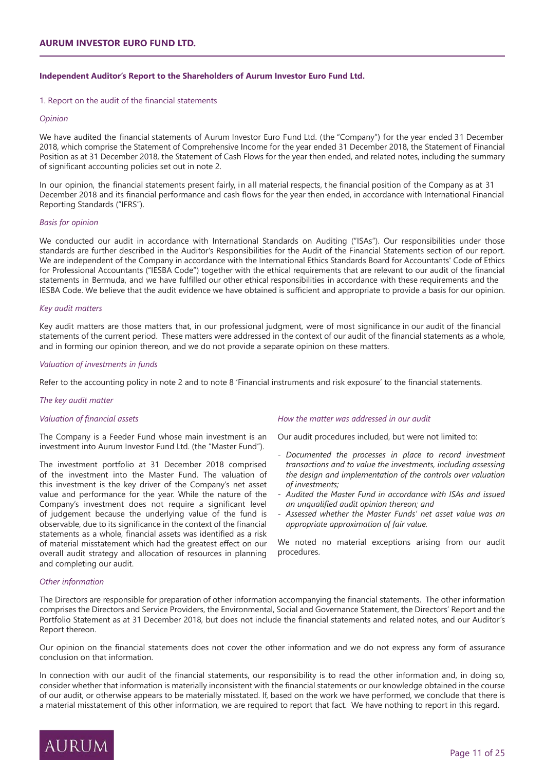**Independent Auditor's Report to the Shareholders of Aurum Investor Euro Fund Ltd.**

1. Report on the audit of the financial statements

*Opinion*

We have audited the financial statements of Aurum Investor Euro Fund Ltd. (the "Company") for the year ended 31 December 2018, which comprise the Statement of Comprehensive Income for the year ended 31 December 2018, the Statement of Financial Position as at 31 December 2018, the Statement of Cash Flows for the year then ended, and related notes, including the summary of significant accounting policies set out in note 2.

In our opinion, the financial statements present fairly, in all material respects, the financial position of the Company as at 31 December 2018 and its financial performance and cash flows for the year then ended, in accordance with International Financial Reporting Standards ("IFRS").

*Basis for opinion*

We conducted our audit in accordance with International Standards on Auditing ("ISAs"). Our responsibilities under those standards are further described in the Auditor's Responsibilities for the Audit of the Financial Statements section of our report. We are independent of the Company in accordance with the International Ethics Standards Board for Accountants' Code of Ethics for Professional Accountants ("IESBA Code") together with the ethical requirements that are relevant to our audit of the financial statements in Bermuda, and we have fulfilled our other ethical responsibilities in accordance with these requirements and the IESBA Code. We believe that the audit evidence we have obtained is sufficient and appropriate to provide a basis for our opinion.

*Key audit matters*

Key audit matters are those matters that, in our professional judgment, were of most significance in our audit of the financial statements of the current period. These matters were addressed in the context of our audit of the financial statements as a whole, and in forming our opinion thereon, and we do not provide a separate opinion on these matters.

*Valuation of investments in funds*

Refer to the accounting policy in note 2 and to note 8 'Financial instruments and risk exposure' to the financial statements.

*The key audit matter*

*Valuation of financial assets*

The Company is a Feeder Fund whose main investment is an investment into Aurum Investor Fund Ltd. (the "Master Fund").

The investment portfolio at 31 December 2018 comprised of the investment into the Master Fund. The valuation of this investment is the key driver of the Company's net asset value and performance for the year. While the nature of the Company's investment does not require a significant level of judgement because the underlying value of the fund is observable, due to its significance in the context of the financial statements as a whole, financial assets was identified as a risk of material misstatement which had the greatest effect on our overall audit strategy and allocation of resources in planning and completing our audit.

*How the matter was addressed in our audit*

Our audit procedures included, but were not limited to:

- *Documented the processes in place to record investment transactions and to value the investments, including assessing the design and implementation of the controls over valuation of investments;*
- *Audited the Master Fund in accordance with ISAs and issued an unqualified audit opinion thereon; and*
- *Assessed whether the Master Funds' net asset value was an appropriate approximation of fair value.*

We noted no material exceptions arising from our audit procedures.

*Other information*

The Directors are responsible for preparation of other information accompanying the financial statements. The other information comprises the Directors and Service Providers, the Environmental, Social and Governance Statement, the Directors' Report and the Portfolio Statement as at 31 December 2018, but does not include the financial statements and related notes, and our Auditor's Report thereon.

Our opinion on the financial statements does not cover the other information and we do not express any form of assurance conclusion on that information.

In connection with our audit of the financial statements, our responsibility is to read the other information and, in doing so, consider whether that information is materially inconsistent with the financial statements or our knowledge obtained in the course of our audit, or otherwise appears to be materially misstated. If, based on the work we have performed, we conclude that there is a material misstatement of this other information, we are required to report that fact. We have nothing to report in this regard.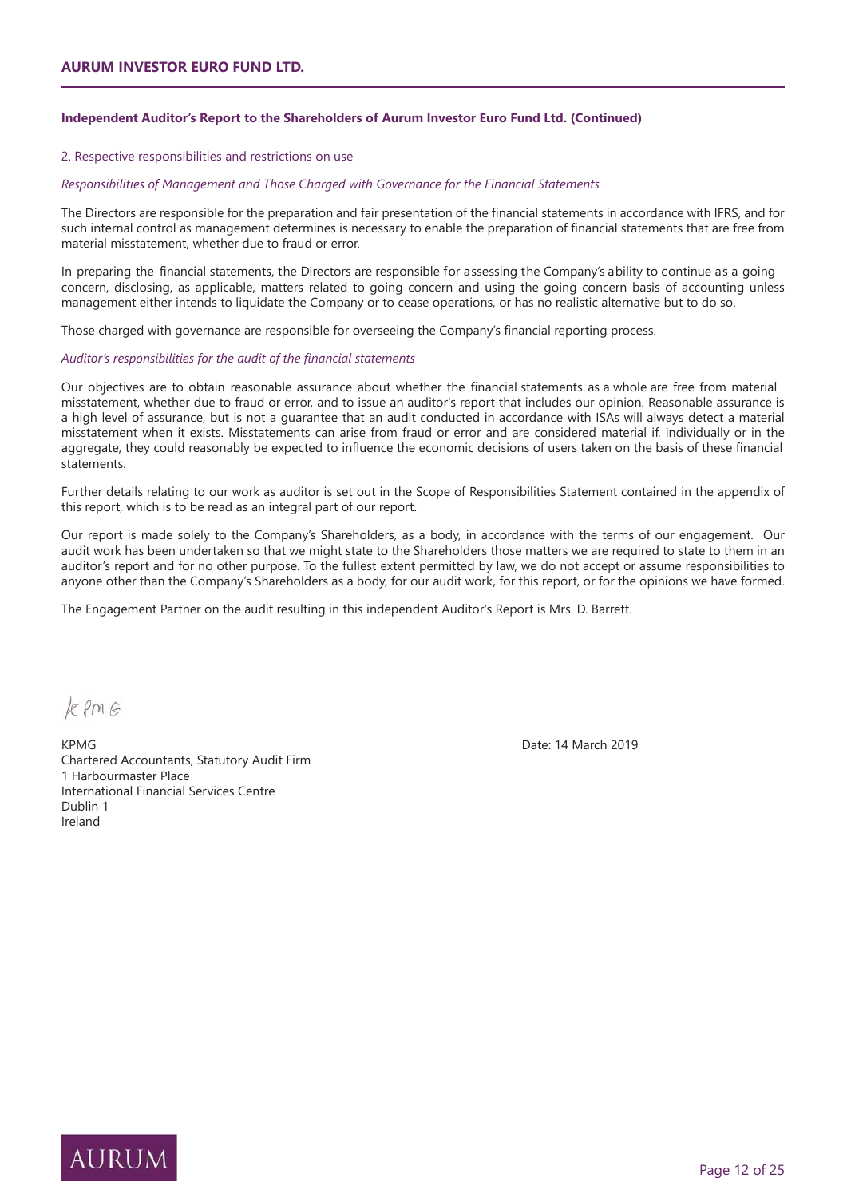**Independent Auditor's Report to the Shareholders of Aurum Investor Euro Fund Ltd. (Continued)**

2. Respective responsibilities and restrictions on use

*Responsibilities of Management and Those Charged with Governance for the Financial Statements*

The Directors are responsible for the preparation and fair presentation of the financial statements in accordance with IFRS, and for such internal control as management determines is necessary to enable the preparation of financial statements that are free from material misstatement, whether due to fraud or error.

In preparing the financial statements, the Directors are responsible for assessing the Company's ability to continue as a going concern, disclosing, as applicable, matters related to going concern and using the going concern basis of accounting unless management either intends to liquidate the Company or to cease operations, or has no realistic alternative but to do so.

Those charged with governance are responsible for overseeing the Company's financial reporting process.

*Auditor's responsibilities for the audit of the financial statements*

Our objectives are to obtain reasonable assurance about whether the financial statements as a whole are free from material misstatement, whether due to fraud or error, and to issue an auditor's report that includes our opinion. Reasonable assurance is a high level of assurance, but is not a guarantee that an audit conducted in accordance with ISAs will always detect a material misstatement when it exists. Misstatements can arise from fraud or error and are considered material if, individually or in the aggregate, they could reasonably be expected to influence the economic decisions of users taken on the basis of these financial statements.

Further details relating to our work as auditor is set out in the Scope of Responsibilities Statement contained in the appendix of this report, which is to be read as an integral part of our report.

Our report is made solely to the Company's Shareholders, as a body, in accordance with the terms of our engagement. Our audit work has been undertaken so that we might state to the Shareholders those matters we are required to state to them in an auditor's report and for no other purpose. To the fullest extent permitted by law, we do not accept or assume responsibilities to anyone other than the Company's Shareholders as a body, for our audit work, for this report, or for the opinions we have formed.

The Engagement Partner on the audit resulting in this independent Auditor's Report is Mrs. D. Barrett.

KPMG

KPMG
Chartered Accountants, Statutory Audit Firm
1 Harbourmaster Place
International Financial Services Centre
Dublin 1
Ireland

Date: 14 March 2019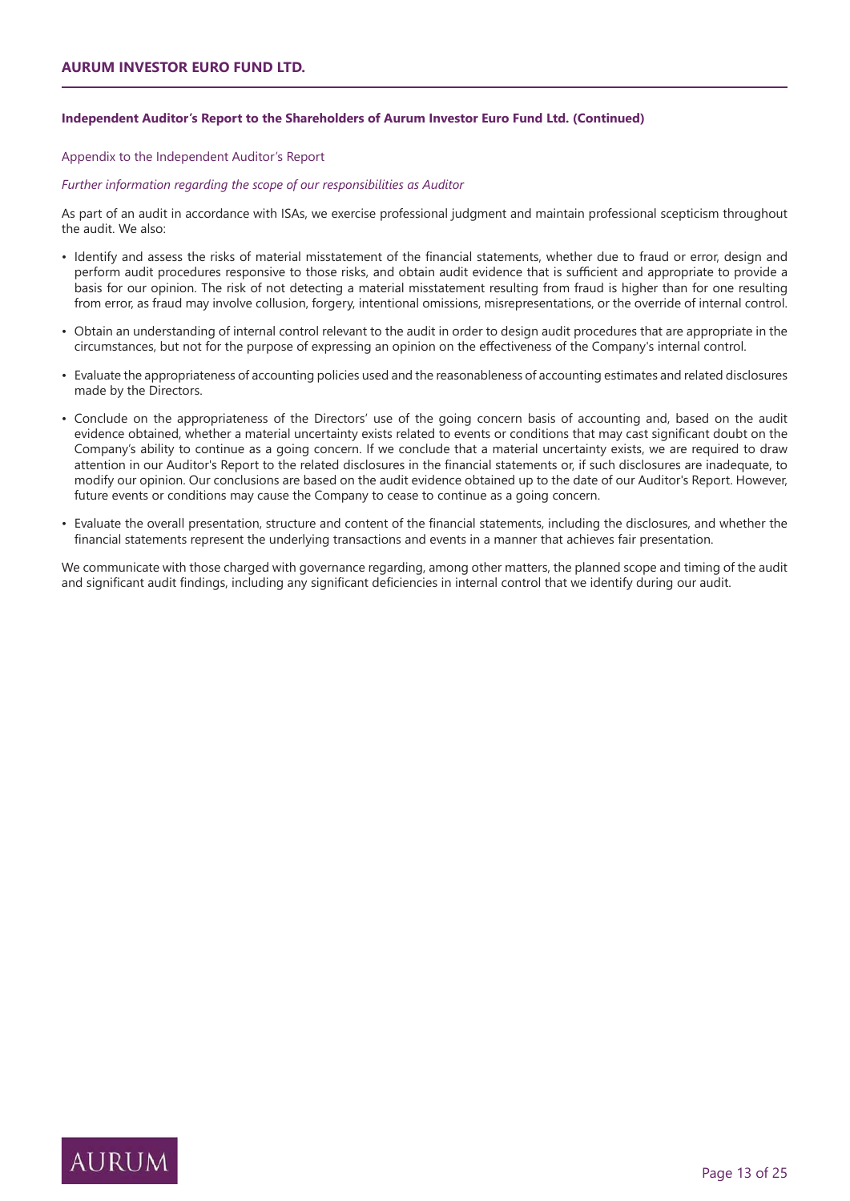**Independent Auditor's Report to the Shareholders of Aurum Investor Euro Fund Ltd. (Continued)**

Appendix to the Independent Auditor's Report

*Further information regarding the scope of our responsibilities as Auditor*

As part of an audit in accordance with ISAs, we exercise professional judgment and maintain professional scepticism throughout the audit. We also:

- Identify and assess the risks of material misstatement of the financial statements, whether due to fraud or error, design and perform audit procedures responsive to those risks, and obtain audit evidence that is sufficient and appropriate to provide a basis for our opinion. The risk of not detecting a material misstatement resulting from fraud is higher than for one resulting from error, as fraud may involve collusion, forgery, intentional omissions, misrepresentations, or the override of internal control.

- Obtain an understanding of internal control relevant to the audit in order to design audit procedures that are appropriate in the circumstances, but not for the purpose of expressing an opinion on the effectiveness of the Company's internal control.

- Evaluate the appropriateness of accounting policies used and the reasonableness of accounting estimates and related disclosures made by the Directors.

- Conclude on the appropriateness of the Directors' use of the going concern basis of accounting and, based on the audit evidence obtained, whether a material uncertainty exists related to events or conditions that may cast significant doubt on the Company's ability to continue as a going concern. If we conclude that a material uncertainty exists, we are required to draw attention in our Auditor's Report to the related disclosures in the financial statements or, if such disclosures are inadequate, to modify our opinion. Our conclusions are based on the audit evidence obtained up to the date of our Auditor's Report. However, future events or conditions may cause the Company to cease to continue as a going concern.

- Evaluate the overall presentation, structure and content of the financial statements, including the disclosures, and whether the financial statements represent the underlying transactions and events in a manner that achieves fair presentation.

We communicate with those charged with governance regarding, among other matters, the planned scope and timing of the audit and significant audit findings, including any significant deficiencies in internal control that we identify during our audit.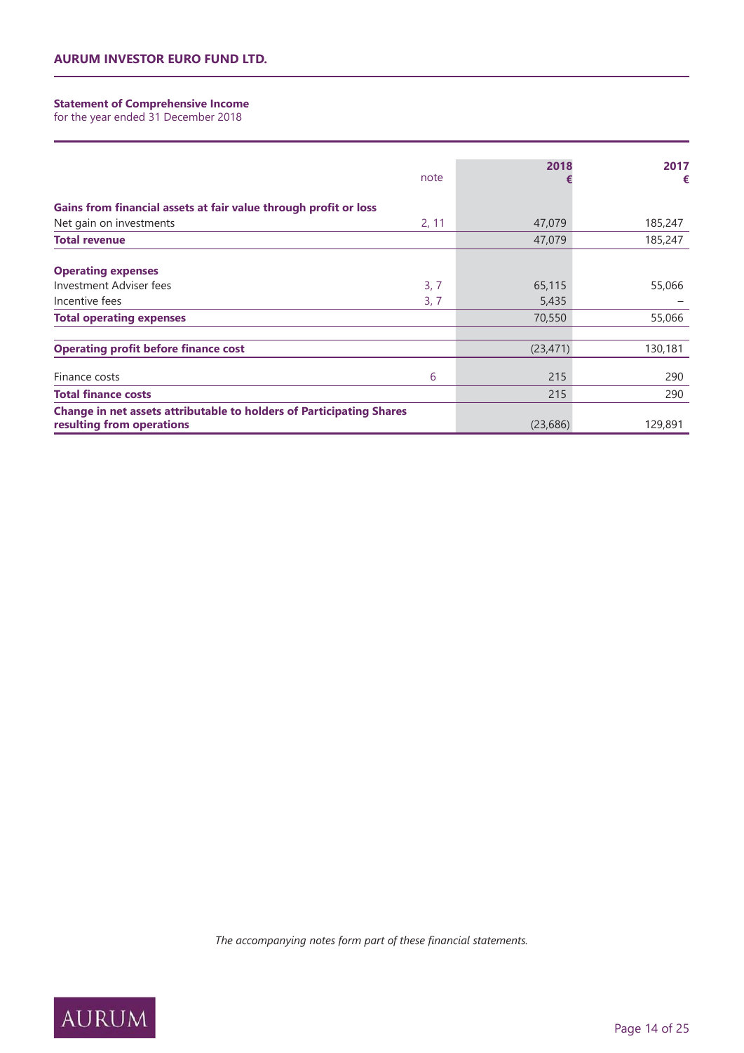**Statement of Comprehensive Income**
for the year ended 31 December 2018

| | note | 2018 € | 2017 € |
|---|---|---|---|
| **Gains from financial assets at fair value through profit or loss** | | | |
| Net gain on investments | 2, 11 | 47,079 | 185,247 |
| **Total revenue** | | 47,079 | 185,247 |
| **Operating expenses** | | | |
| Investment Adviser fees | 3, 7 | 65,115 | 55,066 |
| Incentive fees | 3, 7 | 5,435 | – |
| **Total operating expenses** | | 70,550 | 55,066 |
| **Operating profit before finance cost** | | (23,471) | 130,181 |
| Finance costs | 6 | 215 | 290 |
| **Total finance costs** | | 215 | 290 |
| **Change in net assets attributable to holders of Participating Shares resulting from operations** | | (23,686) | 129,891 |

*The accompanying notes form part of these financial statements.*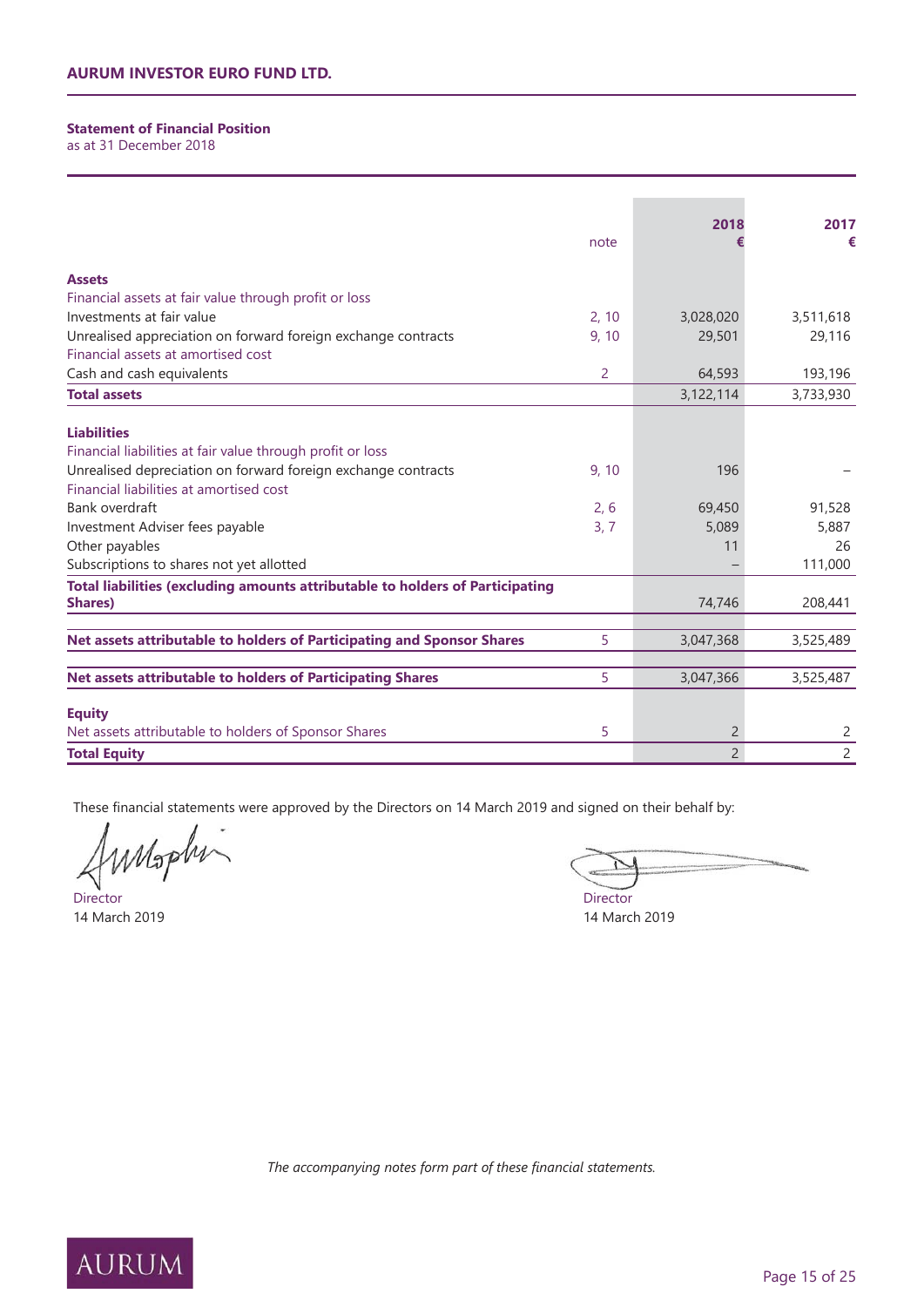**AURUM INVESTOR EURO FUND LTD.**

## Statement of Financial Position
as at 31 December 2018

| | note | 2018 € | 2017 € |
|---|---|---|---|
| **Assets** | | | |
| Financial assets at fair value through profit or loss | | | |
| Investments at fair value | 2, 10 | 3,028,020 | 3,511,618 |
| Unrealised appreciation on forward foreign exchange contracts | 9, 10 | 29,501 | 29,116 |
| Financial assets at amortised cost | | | |
| Cash and cash equivalents | 2 | 64,593 | 193,196 |
| **Total assets** | | 3,122,114 | 3,733,930 |
| **Liabilities** | | | |
| Financial liabilities at fair value through profit or loss | | | |
| Unrealised depreciation on forward foreign exchange contracts | 9, 10 | 196 | – |
| Financial liabilities at amortised cost | | | |
| Bank overdraft | 2, 6 | 69,450 | 91,528 |
| Investment Adviser fees payable | 3, 7 | 5,089 | 5,887 |
| Other payables | | 11 | 26 |
| Subscriptions to shares not yet allotted | | – | 111,000 |
| **Total liabilities (excluding amounts attributable to holders of Participating Shares)** | | 74,746 | 208,441 |
| **Net assets attributable to holders of Participating and Sponsor Shares** | 5 | 3,047,368 | 3,525,489 |
| **Net assets attributable to holders of Participating Shares** | 5 | 3,047,366 | 3,525,487 |
| **Equity** | | | |
| Net assets attributable to holders of Sponsor Shares | 5 | 2 | 2 |
| **Total Equity** | | 2 | 2 |

These financial statements were approved by the Directors on 14 March 2019 and signed on their behalf by:

Director
14 March 2019

Director
14 March 2019

*The accompanying notes form part of these financial statements.*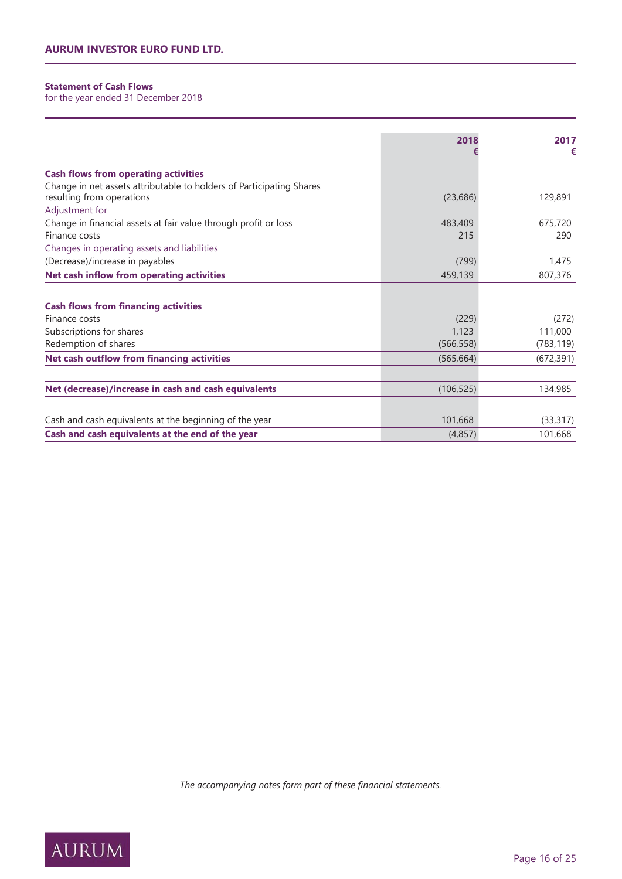## Statement of Cash Flows

for the year ended 31 December 2018

| | 2018<br>€ | 2017<br>€ |
|---|---|---|
| **Cash flows from operating activities** | | |
| Change in net assets attributable to holders of Participating Shares resulting from operations | (23,686) | 129,891 |
| Adjustment for | | |
| Change in financial assets at fair value through profit or loss | 483,409 | 675,720 |
| Finance costs | 215 | 290 |
| Changes in operating assets and liabilities | | |
| (Decrease)/increase in payables | (799) | 1,475 |
| **Net cash inflow from operating activities** | 459,139 | 807,376 |
| | | |
| **Cash flows from financing activities** | | |
| Finance costs | (229) | (272) |
| Subscriptions for shares | 1,123 | 111,000 |
| Redemption of shares | (566,558) | (783,119) |
| **Net cash outflow from financing activities** | (565,664) | (672,391) |
| | | |
| **Net (decrease)/increase in cash and cash equivalents** | (106,525) | 134,985 |
| | | |
| Cash and cash equivalents at the beginning of the year | 101,668 | (33,317) |
| **Cash and cash equivalents at the end of the year** | (4,857) | 101,668 |

*The accompanying notes form part of these financial statements.*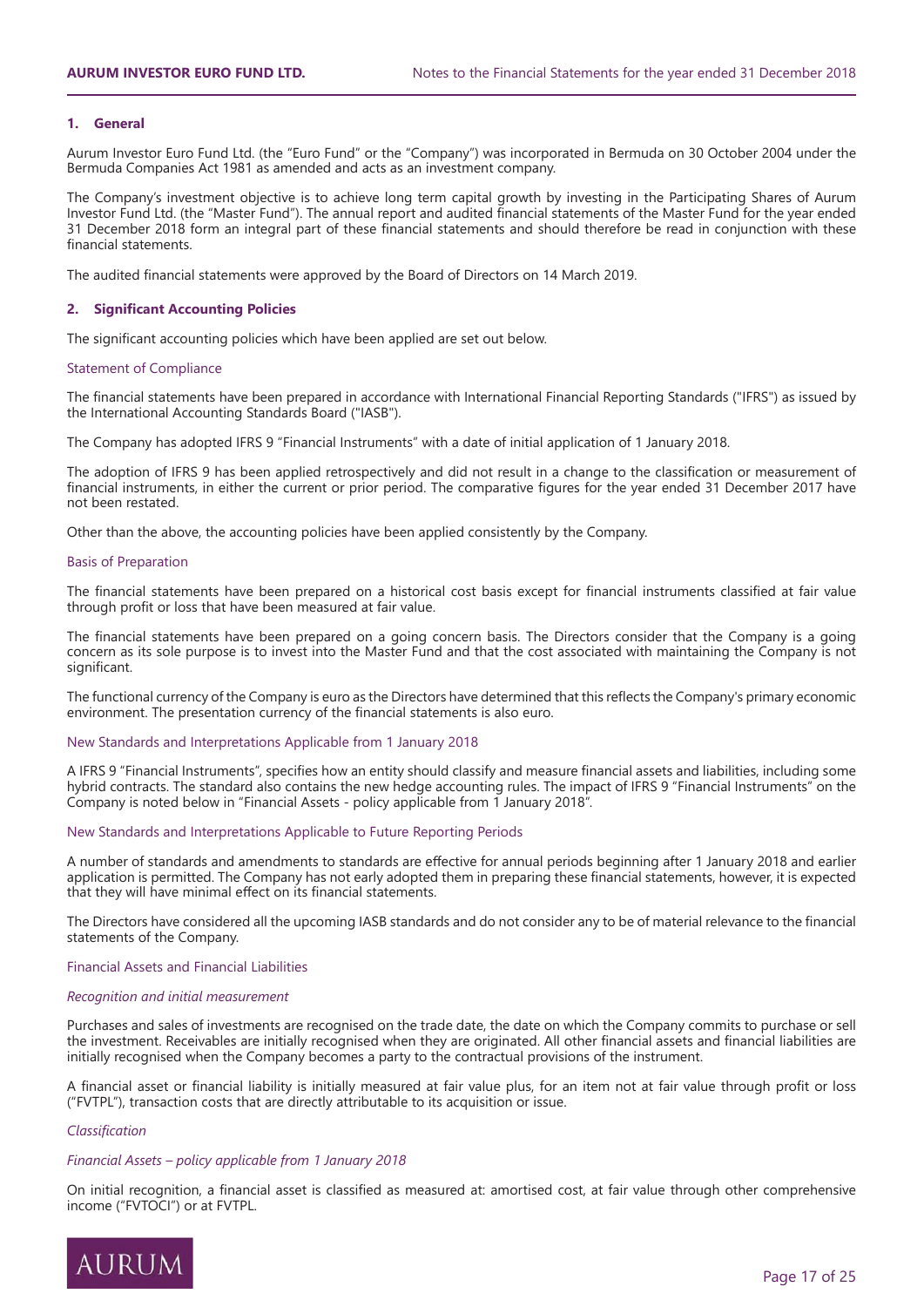## 1. General

Aurum Investor Euro Fund Ltd. (the "Euro Fund" or the "Company") was incorporated in Bermuda on 30 October 2004 under the Bermuda Companies Act 1981 as amended and acts as an investment company.

The Company's investment objective is to achieve long term capital growth by investing in the Participating Shares of Aurum Investor Fund Ltd. (the "Master Fund"). The annual report and audited financial statements of the Master Fund for the year ended 31 December 2018 form an integral part of these financial statements and should therefore be read in conjunction with these financial statements.

The audited financial statements were approved by the Board of Directors on 14 March 2019.

## 2. Significant Accounting Policies

The significant accounting policies which have been applied are set out below.

### Statement of Compliance

The financial statements have been prepared in accordance with International Financial Reporting Standards ("IFRS") as issued by the International Accounting Standards Board ("IASB").

The Company has adopted IFRS 9 "Financial Instruments" with a date of initial application of 1 January 2018.

The adoption of IFRS 9 has been applied retrospectively and did not result in a change to the classification or measurement of financial instruments, in either the current or prior period. The comparative figures for the year ended 31 December 2017 have not been restated.

Other than the above, the accounting policies have been applied consistently by the Company.

### Basis of Preparation

The financial statements have been prepared on a historical cost basis except for financial instruments classified at fair value through profit or loss that have been measured at fair value.

The financial statements have been prepared on a going concern basis. The Directors consider that the Company is a going concern as its sole purpose is to invest into the Master Fund and that the cost associated with maintaining the Company is not significant.

The functional currency of the Company is euro as the Directors have determined that this reflects the Company's primary economic environment. The presentation currency of the financial statements is also euro.

### New Standards and Interpretations Applicable from 1 January 2018

A IFRS 9 "Financial Instruments", specifies how an entity should classify and measure financial assets and liabilities, including some hybrid contracts. The standard also contains the new hedge accounting rules. The impact of IFRS 9 "Financial Instruments" on the Company is noted below in "Financial Assets - policy applicable from 1 January 2018".

### New Standards and Interpretations Applicable to Future Reporting Periods

A number of standards and amendments to standards are effective for annual periods beginning after 1 January 2018 and earlier application is permitted. The Company has not early adopted them in preparing these financial statements, however, it is expected that they will have minimal effect on its financial statements.

The Directors have considered all the upcoming IASB standards and do not consider any to be of material relevance to the financial statements of the Company.

### Financial Assets and Financial Liabilities

*Recognition and initial measurement*

Purchases and sales of investments are recognised on the trade date, the date on which the Company commits to purchase or sell the investment. Receivables are initially recognised when they are originated. All other financial assets and financial liabilities are initially recognised when the Company becomes a party to the contractual provisions of the instrument.

A financial asset or financial liability is initially measured at fair value plus, for an item not at fair value through profit or loss ("FVTPL"), transaction costs that are directly attributable to its acquisition or issue.

*Classification*

*Financial Assets – policy applicable from 1 January 2018*

On initial recognition, a financial asset is classified as measured at: amortised cost, at fair value through other comprehensive income ("FVTOCI") or at FVTPL.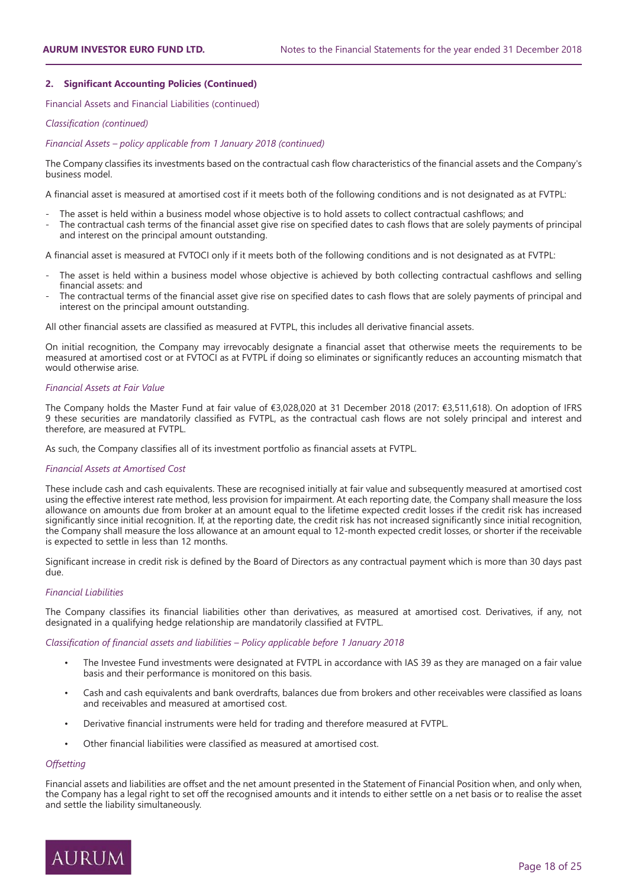## 2. Significant Accounting Policies (Continued)

Financial Assets and Financial Liabilities (continued)

*Classification (continued)*

*Financial Assets – policy applicable from 1 January 2018 (continued)*

The Company classifies its investments based on the contractual cash flow characteristics of the financial assets and the Company's business model.

A financial asset is measured at amortised cost if it meets both of the following conditions and is not designated as at FVTPL:

- The asset is held within a business model whose objective is to hold assets to collect contractual cashflows; and
- The contractual cash terms of the financial asset give rise on specified dates to cash flows that are solely payments of principal and interest on the principal amount outstanding.

A financial asset is measured at FVTOCI only if it meets both of the following conditions and is not designated as at FVTPL:

- The asset is held within a business model whose objective is achieved by both collecting contractual cashflows and selling financial assets: and
- The contractual terms of the financial asset give rise on specified dates to cash flows that are solely payments of principal and interest on the principal amount outstanding.

All other financial assets are classified as measured at FVTPL, this includes all derivative financial assets.

On initial recognition, the Company may irrevocably designate a financial asset that otherwise meets the requirements to be measured at amortised cost or at FVTOCI as at FVTPL if doing so eliminates or significantly reduces an accounting mismatch that would otherwise arise.

*Financial Assets at Fair Value*

The Company holds the Master Fund at fair value of €3,028,020 at 31 December 2018 (2017: €3,511,618). On adoption of IFRS 9 these securities are mandatorily classified as FVTPL, as the contractual cash flows are not solely principal and interest and therefore, are measured at FVTPL.

As such, the Company classifies all of its investment portfolio as financial assets at FVTPL.

*Financial Assets at Amortised Cost*

These include cash and cash equivalents. These are recognised initially at fair value and subsequently measured at amortised cost using the effective interest rate method, less provision for impairment. At each reporting date, the Company shall measure the loss allowance on amounts due from broker at an amount equal to the lifetime expected credit losses if the credit risk has increased significantly since initial recognition. If, at the reporting date, the credit risk has not increased significantly since initial recognition, the Company shall measure the loss allowance at an amount equal to 12-month expected credit losses, or shorter if the receivable is expected to settle in less than 12 months.

Significant increase in credit risk is defined by the Board of Directors as any contractual payment which is more than 30 days past due.

*Financial Liabilities*

The Company classifies its financial liabilities other than derivatives, as measured at amortised cost. Derivatives, if any, not designated in a qualifying hedge relationship are mandatorily classified at FVTPL.

*Classification of financial assets and liabilities – Policy applicable before 1 January 2018*

- The Investee Fund investments were designated at FVTPL in accordance with IAS 39 as they are managed on a fair value basis and their performance is monitored on this basis.
- Cash and cash equivalents and bank overdrafts, balances due from brokers and other receivables were classified as loans and receivables and measured at amortised cost.
- Derivative financial instruments were held for trading and therefore measured at FVTPL.
- Other financial liabilities were classified as measured at amortised cost.

*Offsetting*

Financial assets and liabilities are offset and the net amount presented in the Statement of Financial Position when, and only when, the Company has a legal right to set off the recognised amounts and it intends to either settle on a net basis or to realise the asset and settle the liability simultaneously.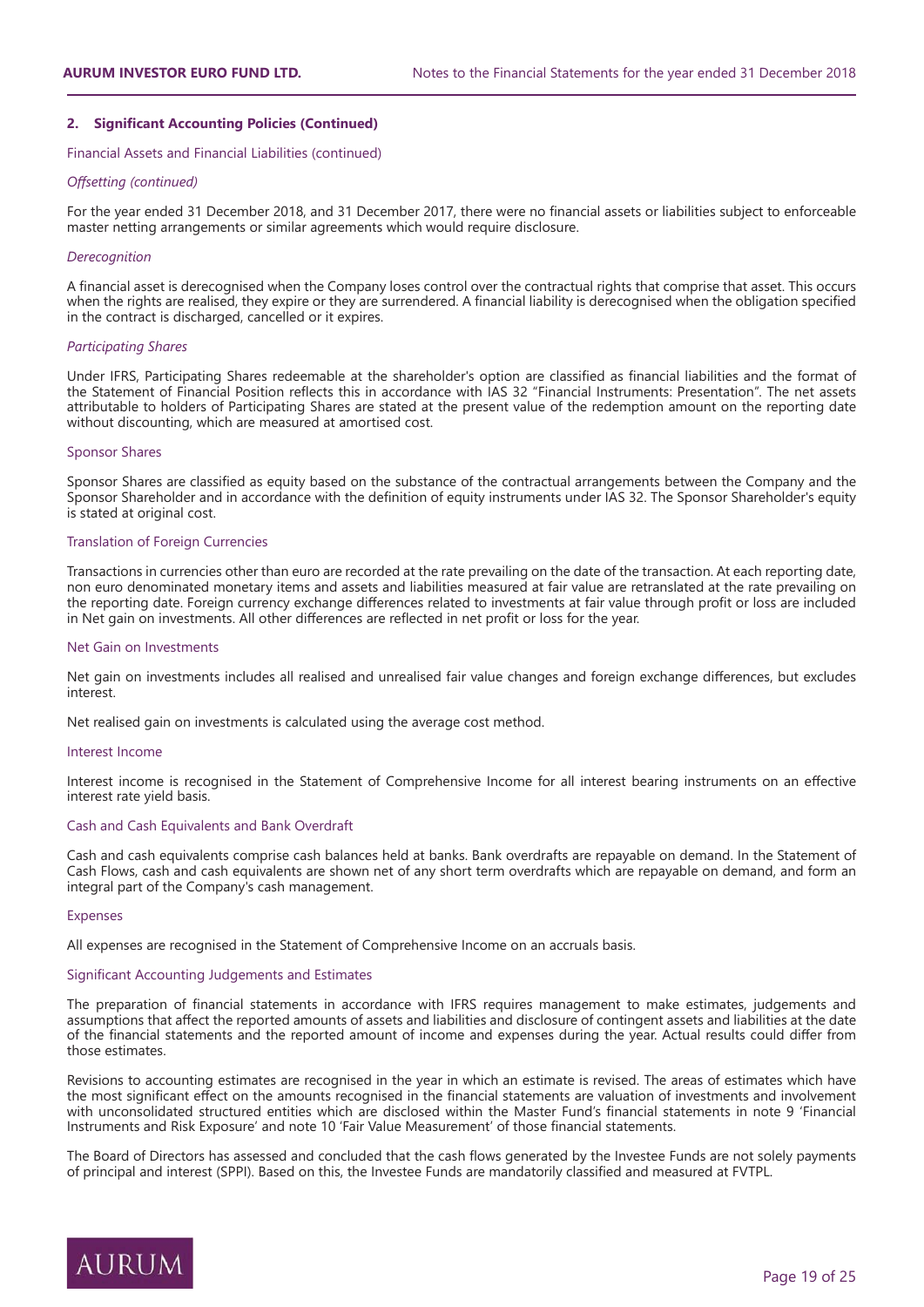## 2. Significant Accounting Policies (Continued)

### Financial Assets and Financial Liabilities (continued)

*Offsetting (continued)*

For the year ended 31 December 2018, and 31 December 2017, there were no financial assets or liabilities subject to enforceable master netting arrangements or similar agreements which would require disclosure.

*Derecognition*

A financial asset is derecognised when the Company loses control over the contractual rights that comprise that asset. This occurs when the rights are realised, they expire or they are surrendered. A financial liability is derecognised when the obligation specified in the contract is discharged, cancelled or it expires.

*Participating Shares*

Under IFRS, Participating Shares redeemable at the shareholder's option are classified as financial liabilities and the format of the Statement of Financial Position reflects this in accordance with IAS 32 "Financial Instruments: Presentation". The net assets attributable to holders of Participating Shares are stated at the present value of the redemption amount on the reporting date without discounting, which are measured at amortised cost.

### Sponsor Shares

Sponsor Shares are classified as equity based on the substance of the contractual arrangements between the Company and the Sponsor Shareholder and in accordance with the definition of equity instruments under IAS 32. The Sponsor Shareholder's equity is stated at original cost.

### Translation of Foreign Currencies

Transactions in currencies other than euro are recorded at the rate prevailing on the date of the transaction. At each reporting date, non euro denominated monetary items and assets and liabilities measured at fair value are retranslated at the rate prevailing on the reporting date. Foreign currency exchange differences related to investments at fair value through profit or loss are included in Net gain on investments. All other differences are reflected in net profit or loss for the year.

### Net Gain on Investments

Net gain on investments includes all realised and unrealised fair value changes and foreign exchange differences, but excludes interest.

Net realised gain on investments is calculated using the average cost method.

### Interest Income

Interest income is recognised in the Statement of Comprehensive Income for all interest bearing instruments on an effective interest rate yield basis.

### Cash and Cash Equivalents and Bank Overdraft

Cash and cash equivalents comprise cash balances held at banks. Bank overdrafts are repayable on demand. In the Statement of Cash Flows, cash and cash equivalents are shown net of any short term overdrafts which are repayable on demand, and form an integral part of the Company's cash management.

### Expenses

All expenses are recognised in the Statement of Comprehensive Income on an accruals basis.

### Significant Accounting Judgements and Estimates

The preparation of financial statements in accordance with IFRS requires management to make estimates, judgements and assumptions that affect the reported amounts of assets and liabilities and disclosure of contingent assets and liabilities at the date of the financial statements and the reported amount of income and expenses during the year. Actual results could differ from those estimates.

Revisions to accounting estimates are recognised in the year in which an estimate is revised. The areas of estimates which have the most significant effect on the amounts recognised in the financial statements are valuation of investments and involvement with unconsolidated structured entities which are disclosed within the Master Fund's financial statements in note 9 'Financial Instruments and Risk Exposure' and note 10 'Fair Value Measurement' of those financial statements.

The Board of Directors has assessed and concluded that the cash flows generated by the Investee Funds are not solely payments of principal and interest (SPPI). Based on this, the Investee Funds are mandatorily classified and measured at FVTPL.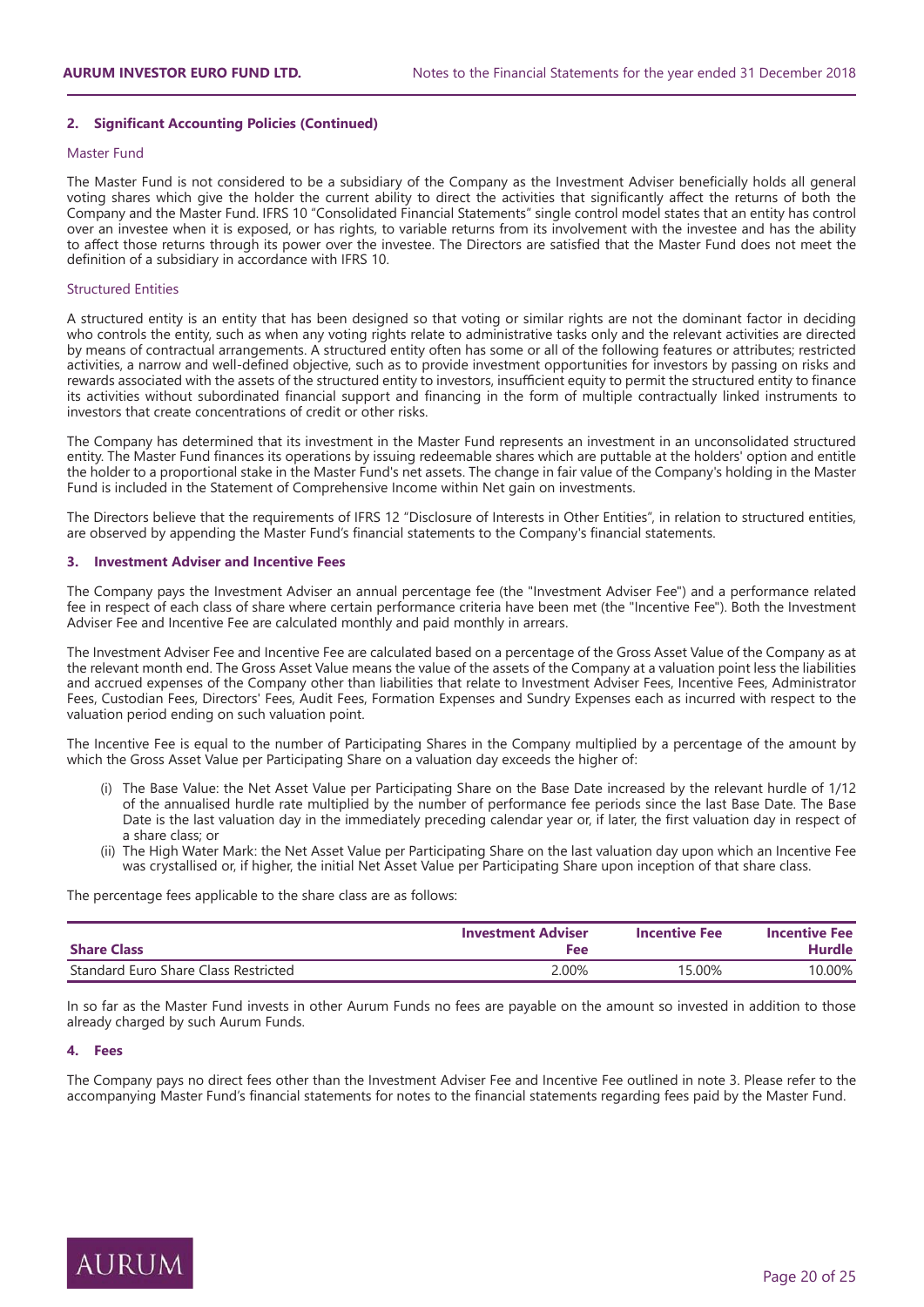## 2. Significant Accounting Policies (Continued)

### Master Fund

The Master Fund is not considered to be a subsidiary of the Company as the Investment Adviser beneficially holds all general voting shares which give the holder the current ability to direct the activities that significantly affect the returns of both the Company and the Master Fund. IFRS 10 "Consolidated Financial Statements" single control model states that an entity has control over an investee when it is exposed, or has rights, to variable returns from its involvement with the investee and has the ability to affect those returns through its power over the investee. The Directors are satisfied that the Master Fund does not meet the definition of a subsidiary in accordance with IFRS 10.

### Structured Entities

A structured entity is an entity that has been designed so that voting or similar rights are not the dominant factor in deciding who controls the entity, such as when any voting rights relate to administrative tasks only and the relevant activities are directed by means of contractual arrangements. A structured entity often has some or all of the following features or attributes; restricted activities, a narrow and well-defined objective, such as to provide investment opportunities for investors by passing on risks and rewards associated with the assets of the structured entity to investors, insufficient equity to permit the structured entity to finance its activities without subordinated financial support and financing in the form of multiple contractually linked instruments to investors that create concentrations of credit or other risks.

The Company has determined that its investment in the Master Fund represents an investment in an unconsolidated structured entity. The Master Fund finances its operations by issuing redeemable shares which are puttable at the holders' option and entitle the holder to a proportional stake in the Master Fund's net assets. The change in fair value of the Company's holding in the Master Fund is included in the Statement of Comprehensive Income within Net gain on investments.

The Directors believe that the requirements of IFRS 12 "Disclosure of Interests in Other Entities", in relation to structured entities, are observed by appending the Master Fund's financial statements to the Company's financial statements.

## 3. Investment Adviser and Incentive Fees

The Company pays the Investment Adviser an annual percentage fee (the "Investment Adviser Fee") and a performance related fee in respect of each class of share where certain performance criteria have been met (the "Incentive Fee"). Both the Investment Adviser Fee and Incentive Fee are calculated monthly and paid monthly in arrears.

The Investment Adviser Fee and Incentive Fee are calculated based on a percentage of the Gross Asset Value of the Company as at the relevant month end. The Gross Asset Value means the value of the assets of the Company at a valuation point less the liabilities and accrued expenses of the Company other than liabilities that relate to Investment Adviser Fees, Incentive Fees, Administrator Fees, Custodian Fees, Directors' Fees, Audit Fees, Formation Expenses and Sundry Expenses each as incurred with respect to the valuation period ending on such valuation point.

The Incentive Fee is equal to the number of Participating Shares in the Company multiplied by a percentage of the amount by which the Gross Asset Value per Participating Share on a valuation day exceeds the higher of:

(i) The Base Value: the Net Asset Value per Participating Share on the Base Date increased by the relevant hurdle of 1/12 of the annualised hurdle rate multiplied by the number of performance fee periods since the last Base Date. The Base Date is the last valuation day in the immediately preceding calendar year or, if later, the first valuation day in respect of a share class; or

(ii) The High Water Mark: the Net Asset Value per Participating Share on the last valuation day upon which an Incentive Fee was crystallised or, if higher, the initial Net Asset Value per Participating Share upon inception of that share class.

The percentage fees applicable to the share class are as follows:

| Share Class | Investment Adviser Fee | Incentive Fee | Incentive Fee Hurdle |
|---|---|---|---|
| Standard Euro Share Class Restricted | 2.00% | 15.00% | 10.00% |

In so far as the Master Fund invests in other Aurum Funds no fees are payable on the amount so invested in addition to those already charged by such Aurum Funds.

## 4. Fees

The Company pays no direct fees other than the Investment Adviser Fee and Incentive Fee outlined in note 3. Please refer to the accompanying Master Fund's financial statements for notes to the financial statements regarding fees paid by the Master Fund.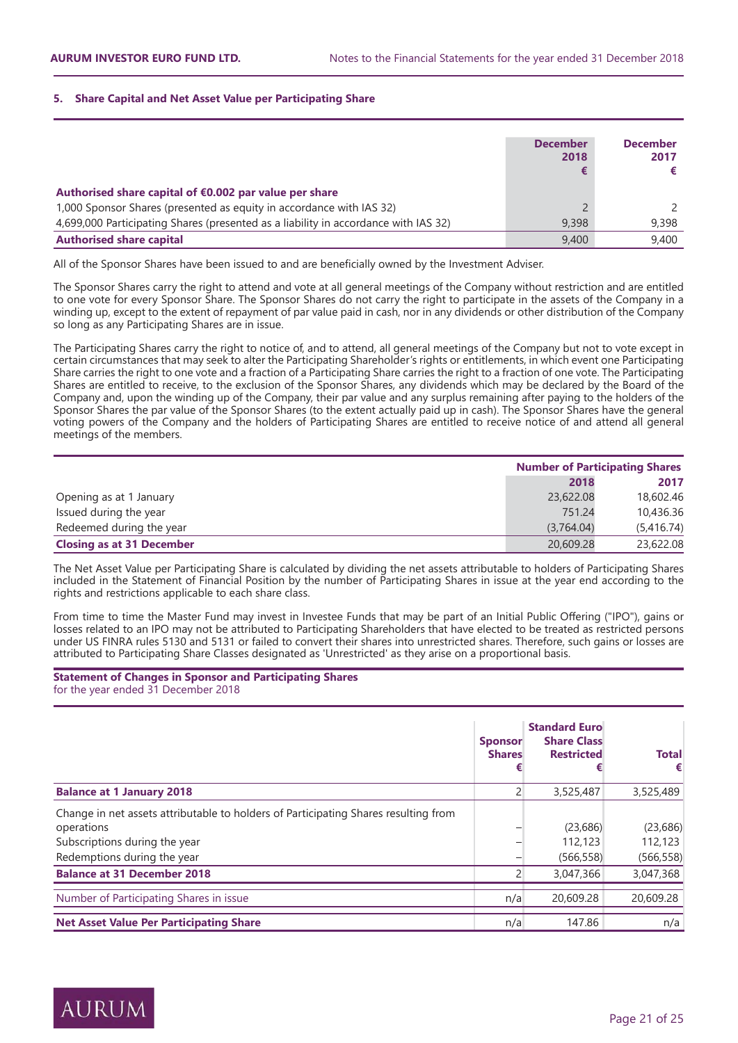## 5. Share Capital and Net Asset Value per Participating Share

| | December 2018 € | December 2017 € |
|---|---|---|
| **Authorised share capital of €0.002 par value per share** | | |
| 1,000 Sponsor Shares (presented as equity in accordance with IAS 32) | 2 | 2 |
| 4,699,000 Participating Shares (presented as a liability in accordance with IAS 32) | 9,398 | 9,398 |
| **Authorised share capital** | 9,400 | 9,400 |

All of the Sponsor Shares have been issued to and are beneficially owned by the Investment Adviser.

The Sponsor Shares carry the right to attend and vote at all general meetings of the Company without restriction and are entitled to one vote for every Sponsor Share. The Sponsor Shares do not carry the right to participate in the assets of the Company in a winding up, except to the extent of repayment of par value paid in cash, nor in any dividends or other distribution of the Company so long as any Participating Shares are in issue.

The Participating Shares carry the right to notice of, and to attend, all general meetings of the Company but not to vote except in certain circumstances that may seek to alter the Participating Shareholder's rights or entitlements, in which event one Participating Share carries the right to one vote and a fraction of a Participating Share carries the right to a fraction of one vote. The Participating Shares are entitled to receive, to the exclusion of the Sponsor Shares, any dividends which may be declared by the Board of the Company and, upon the winding up of the Company, their par value and any surplus remaining after paying to the holders of the Sponsor Shares the par value of the Sponsor Shares (to the extent actually paid up in cash). The Sponsor Shares have the general voting powers of the Company and the holders of Participating Shares are entitled to receive notice of and attend all general meetings of the members.

| | Number of Participating Shares | |
|---|---|---|
| | 2018 | 2017 |
| Opening as at 1 January | 23,622.08 | 18,602.46 |
| Issued during the year | 751.24 | 10,436.36 |
| Redeemed during the year | (3,764.04) | (5,416.74) |
| **Closing as at 31 December** | 20,609.28 | 23,622.08 |

The Net Asset Value per Participating Share is calculated by dividing the net assets attributable to holders of Participating Shares included in the Statement of Financial Position by the number of Participating Shares in issue at the year end according to the rights and restrictions applicable to each share class.

From time to time the Master Fund may invest in Investee Funds that may be part of an Initial Public Offering ("IPO"), gains or losses related to an IPO may not be attributed to Participating Shareholders that have elected to be treated as restricted persons under US FINRA rules 5130 and 5131 or failed to convert their shares into unrestricted shares. Therefore, such gains or losses are attributed to Participating Share Classes designated as 'Unrestricted' as they arise on a proportional basis.

**Statement of Changes in Sponsor and Participating Shares**
for the year ended 31 December 2018

| | Sponsor Shares € | Standard Euro Share Class Restricted € | Total € |
|---|---|---|---|
| **Balance at 1 January 2018** | 2 | 3,525,487 | 3,525,489 |
| Change in net assets attributable to holders of Participating Shares resulting from operations | – | (23,686) | (23,686) |
| Subscriptions during the year | – | 112,123 | 112,123 |
| Redemptions during the year | – | (566,558) | (566,558) |
| **Balance at 31 December 2018** | 2 | 3,047,366 | 3,047,368 |
| Number of Participating Shares in issue | n/a | 20,609.28 | 20,609.28 |
| **Net Asset Value Per Participating Share** | n/a | 147.86 | n/a |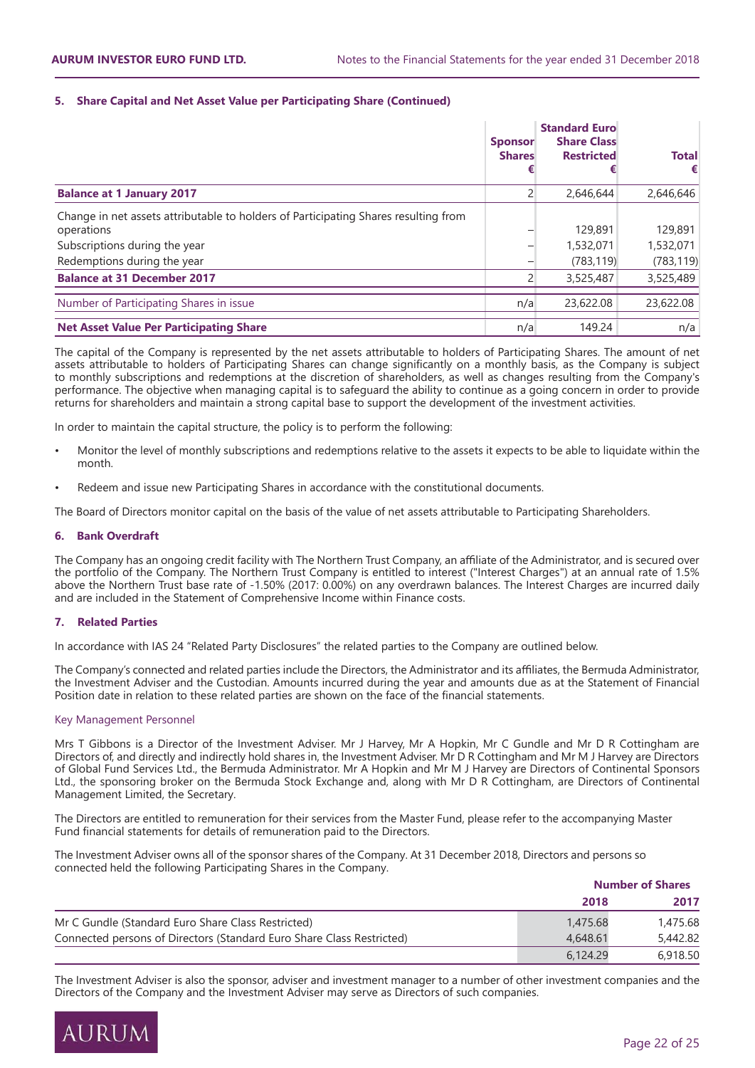## 5. Share Capital and Net Asset Value per Participating Share (Continued)

| | Sponsor Shares € | Standard Euro Share Class Restricted € | Total € |
|---|---|---|---|
| **Balance at 1 January 2017** | 2 | 2,646,644 | 2,646,646 |
| Change in net assets attributable to holders of Participating Shares resulting from operations | – | 129,891 | 129,891 |
| Subscriptions during the year | – | 1,532,071 | 1,532,071 |
| Redemptions during the year | – | (783,119) | (783,119) |
| **Balance at 31 December 2017** | 2 | 3,525,487 | 3,525,489 |
| Number of Participating Shares in issue | n/a | 23,622.08 | 23,622.08 |
| **Net Asset Value Per Participating Share** | n/a | 149.24 | n/a |

The capital of the Company is represented by the net assets attributable to holders of Participating Shares. The amount of net assets attributable to holders of Participating Shares can change significantly on a monthly basis, as the Company is subject to monthly subscriptions and redemptions at the discretion of shareholders, as well as changes resulting from the Company's performance. The objective when managing capital is to safeguard the ability to continue as a going concern in order to provide returns for shareholders and maintain a strong capital base to support the development of the investment activities.

In order to maintain the capital structure, the policy is to perform the following:

- Monitor the level of monthly subscriptions and redemptions relative to the assets it expects to be able to liquidate within the month.
- Redeem and issue new Participating Shares in accordance with the constitutional documents.

The Board of Directors monitor capital on the basis of the value of net assets attributable to Participating Shareholders.

## 6. Bank Overdraft

The Company has an ongoing credit facility with The Northern Trust Company, an affiliate of the Administrator, and is secured over the portfolio of the Company. The Northern Trust Company is entitled to interest ("Interest Charges") at an annual rate of 1.5% above the Northern Trust base rate of -1.50% (2017: 0.00%) on any overdrawn balances. The Interest Charges are incurred daily and are included in the Statement of Comprehensive Income within Finance costs.

## 7. Related Parties

In accordance with IAS 24 "Related Party Disclosures" the related parties to the Company are outlined below.

The Company's connected and related parties include the Directors, the Administrator and its affiliates, the Bermuda Administrator, the Investment Adviser and the Custodian. Amounts incurred during the year and amounts due as at the Statement of Financial Position date in relation to these related parties are shown on the face of the financial statements.

### Key Management Personnel

Mrs T Gibbons is a Director of the Investment Adviser. Mr J Harvey, Mr A Hopkin, Mr C Gundle and Mr D R Cottingham are Directors of, and directly and indirectly hold shares in, the Investment Adviser. Mr D R Cottingham and Mr M J Harvey are Directors of Global Fund Services Ltd., the Bermuda Administrator. Mr A Hopkin and Mr M J Harvey are Directors of Continental Sponsors Ltd., the sponsoring broker on the Bermuda Stock Exchange and, along with Mr D R Cottingham, are Directors of Continental Management Limited, the Secretary.

The Directors are entitled to remuneration for their services from the Master Fund, please refer to the accompanying Master Fund financial statements for details of remuneration paid to the Directors.

The Investment Adviser owns all of the sponsor shares of the Company. At 31 December 2018, Directors and persons so connected held the following Participating Shares in the Company.

| | Number of Shares | |
|---|---|---|
| | 2018 | 2017 |
| Mr C Gundle (Standard Euro Share Class Restricted) | 1,475.68 | 1,475.68 |
| Connected persons of Directors (Standard Euro Share Class Restricted) | 4,648.61 | 5,442.82 |
| | 6,124.29 | 6,918.50 |

The Investment Adviser is also the sponsor, adviser and investment manager to a number of other investment companies and the Directors of the Company and the Investment Adviser may serve as Directors of such companies.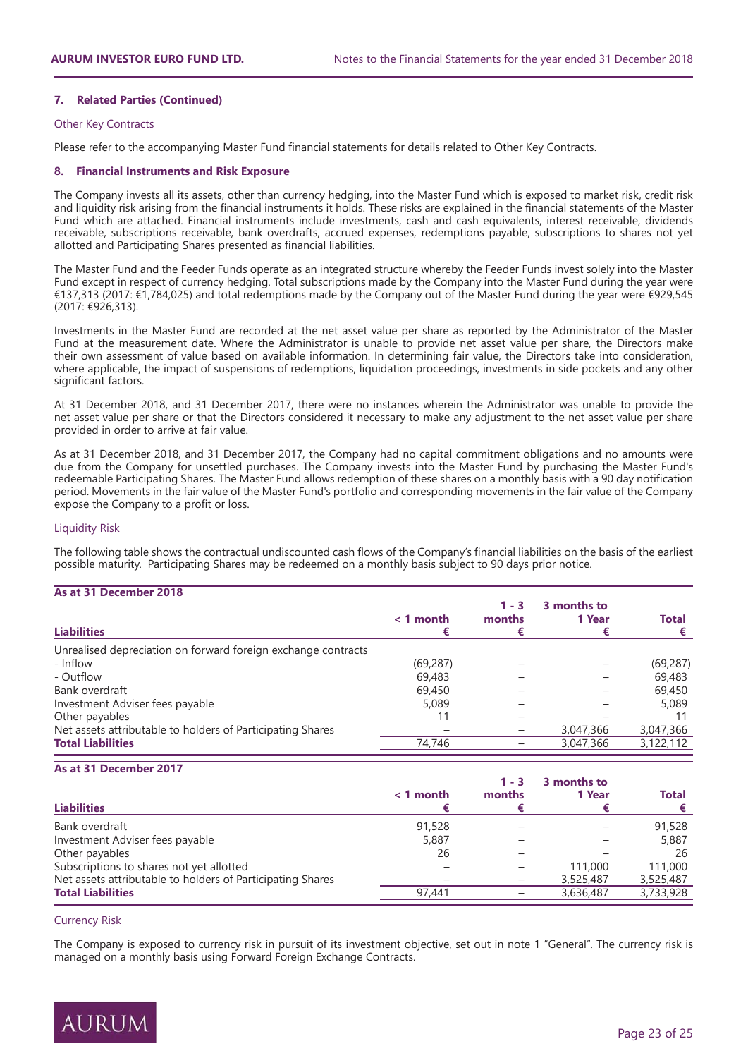#### 7. Related Parties (Continued)

Other Key Contracts

Please refer to the accompanying Master Fund financial statements for details related to Other Key Contracts.

#### 8. Financial Instruments and Risk Exposure

The Company invests all its assets, other than currency hedging, into the Master Fund which is exposed to market risk, credit risk and liquidity risk arising from the financial instruments it holds. These risks are explained in the financial statements of the Master Fund which are attached. Financial instruments include investments, cash and cash equivalents, interest receivable, dividends receivable, subscriptions receivable, bank overdrafts, accrued expenses, redemptions payable, subscriptions to shares not yet allotted and Participating Shares presented as financial liabilities.

The Master Fund and the Feeder Funds operate as an integrated structure whereby the Feeder Funds invest solely into the Master Fund except in respect of currency hedging. Total subscriptions made by the Company into the Master Fund during the year were €137,313 (2017: €1,784,025) and total redemptions made by the Company out of the Master Fund during the year were €929,545 (2017: €926,313).

Investments in the Master Fund are recorded at the net asset value per share as reported by the Administrator of the Master Fund at the measurement date. Where the Administrator is unable to provide net asset value per share, the Directors make their own assessment of value based on available information. In determining fair value, the Directors take into consideration, where applicable, the impact of suspensions of redemptions, liquidation proceedings, investments in side pockets and any other significant factors.

At 31 December 2018, and 31 December 2017, there were no instances wherein the Administrator was unable to provide the net asset value per share or that the Directors considered it necessary to make any adjustment to the net asset value per share provided in order to arrive at fair value.

As at 31 December 2018, and 31 December 2017, the Company had no capital commitment obligations and no amounts were due from the Company for unsettled purchases. The Company invests into the Master Fund by purchasing the Master Fund's redeemable Participating Shares. The Master Fund allows redemption of these shares on a monthly basis with a 90 day notification period. Movements in the fair value of the Master Fund's portfolio and corresponding movements in the fair value of the Company expose the Company to a profit or loss.

Liquidity Risk

The following table shows the contractual undiscounted cash flows of the Company's financial liabilities on the basis of the earliest possible maturity. Participating Shares may be redeemed on a monthly basis subject to 90 days prior notice.

**As at 31 December 2018**

| Liabilities | < 1 month € | 1 - 3 months € | 3 months to 1 Year € | Total € |
|---|---|---|---|---|
| Unrealised depreciation on forward foreign exchange contracts | | | | |
| - Inflow | (69,287) | – | – | (69,287) |
| - Outflow | 69,483 | – | – | 69,483 |
| Bank overdraft | 69,450 | – | – | 69,450 |
| Investment Adviser fees payable | 5,089 | – | – | 5,089 |
| Other payables | 11 | – | – | 11 |
| Net assets attributable to holders of Participating Shares | – | – | 3,047,366 | 3,047,366 |
| **Total Liabilities** | 74,746 | – | 3,047,366 | 3,122,112 |

**As at 31 December 2017**

| Liabilities | < 1 month € | 1 - 3 months € | 3 months to 1 Year € | Total € |
|---|---|---|---|---|
| Bank overdraft | 91,528 | – | – | 91,528 |
| Investment Adviser fees payable | 5,887 | – | – | 5,887 |
| Other payables | 26 | – | – | 26 |
| Subscriptions to shares not yet allotted | – | – | 111,000 | 111,000 |
| Net assets attributable to holders of Participating Shares | – | – | 3,525,487 | 3,525,487 |
| **Total Liabilities** | 97,441 | – | 3,636,487 | 3,733,928 |

Currency Risk

The Company is exposed to currency risk in pursuit of its investment objective, set out in note 1 "General". The currency risk is managed on a monthly basis using Forward Foreign Exchange Contracts.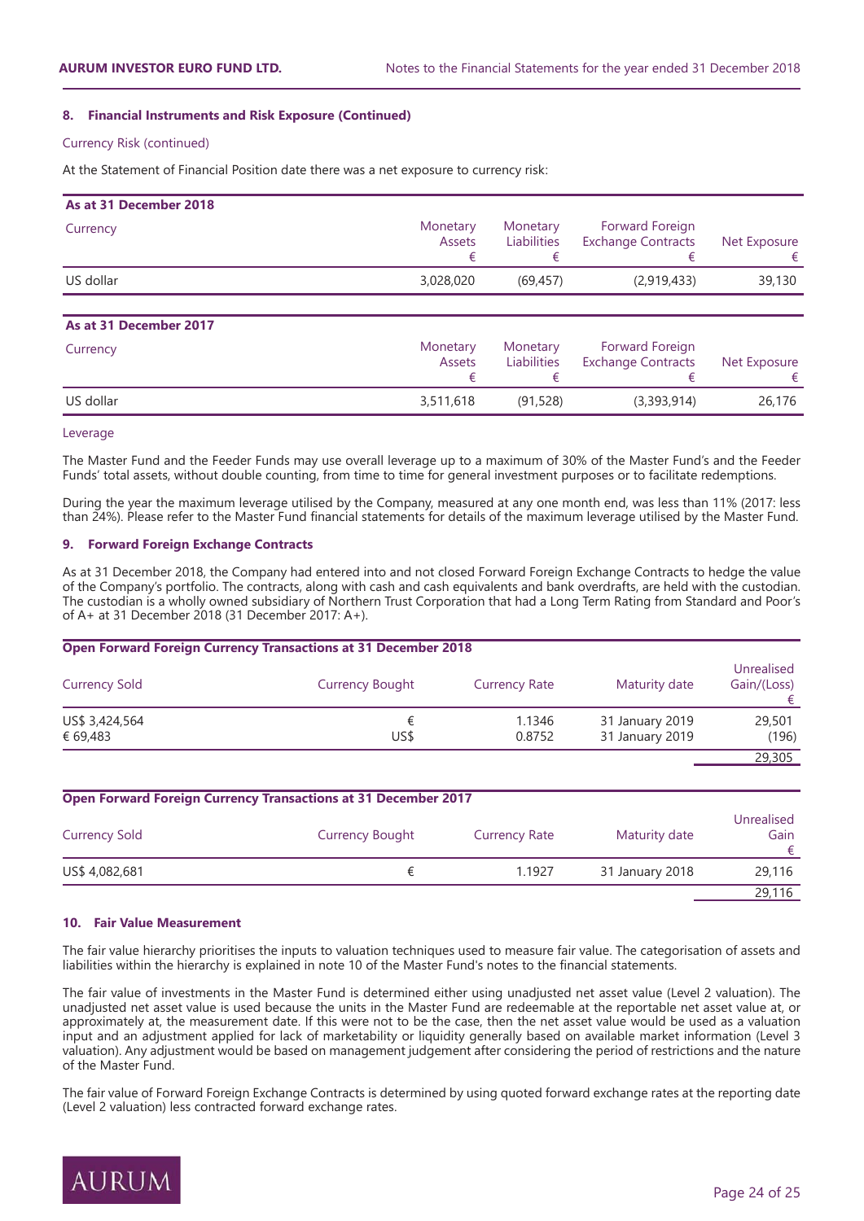### 8. Financial Instruments and Risk Exposure (Continued)

Currency Risk (continued)

At the Statement of Financial Position date there was a net exposure to currency risk:

| As at 31 December 2018 | | | | |
|---|---|---|---|---|
| Currency | Monetary Assets € | Monetary Liabilities € | Forward Foreign Exchange Contracts € | Net Exposure € |
| US dollar | 3,028,020 | (69,457) | (2,919,433) | 39,130 |

| As at 31 December 2017 | | | | |
|---|---|---|---|---|
| Currency | Monetary Assets € | Monetary Liabilities € | Forward Foreign Exchange Contracts € | Net Exposure € |
| US dollar | 3,511,618 | (91,528) | (3,393,914) | 26,176 |

Leverage

The Master Fund and the Feeder Funds may use overall leverage up to a maximum of 30% of the Master Fund's and the Feeder Funds' total assets, without double counting, from time to time for general investment purposes or to facilitate redemptions.

During the year the maximum leverage utilised by the Company, measured at any one month end, was less than 11% (2017: less than 24%). Please refer to the Master Fund financial statements for details of the maximum leverage utilised by the Master Fund.

### 9. Forward Foreign Exchange Contracts

As at 31 December 2018, the Company had entered into and not closed Forward Foreign Exchange Contracts to hedge the value of the Company's portfolio. The contracts, along with cash and cash equivalents and bank overdrafts, are held with the custodian. The custodian is a wholly owned subsidiary of Northern Trust Corporation that had a Long Term Rating from Standard and Poor's of A+ at 31 December 2018 (31 December 2017: A+).

**Open Forward Foreign Currency Transactions at 31 December 2018**

| Currency Sold | Currency Bought | Currency Rate | Maturity date | Unrealised Gain/(Loss) € |
|---|---|---|---|---|
| US$ 3,424,564 | € | 1.1346 | 31 January 2019 | 29,501 |
| € 69,483 | US$ | 0.8752 | 31 January 2019 | (196) |
| | | | | 29,305 |

**Open Forward Foreign Currency Transactions at 31 December 2017**

| Currency Sold | Currency Bought | Currency Rate | Maturity date | Unrealised Gain € |
|---|---|---|---|---|
| US$ 4,082,681 | € | 1.1927 | 31 January 2018 | 29,116 |
| | | | | 29,116 |

### 10. Fair Value Measurement

The fair value hierarchy prioritises the inputs to valuation techniques used to measure fair value. The categorisation of assets and liabilities within the hierarchy is explained in note 10 of the Master Fund's notes to the financial statements.

The fair value of investments in the Master Fund is determined either using unadjusted net asset value (Level 2 valuation). The unadjusted net asset value is used because the units in the Master Fund are redeemable at the reportable net asset value at, or approximately at, the measurement date. If this were not to be the case, then the net asset value would be used as a valuation input and an adjustment applied for lack of marketability or liquidity generally based on available market information (Level 3 valuation). Any adjustment would be based on management judgement after considering the period of restrictions and the nature of the Master Fund.

The fair value of Forward Foreign Exchange Contracts is determined by using quoted forward exchange rates at the reporting date (Level 2 valuation) less contracted forward exchange rates.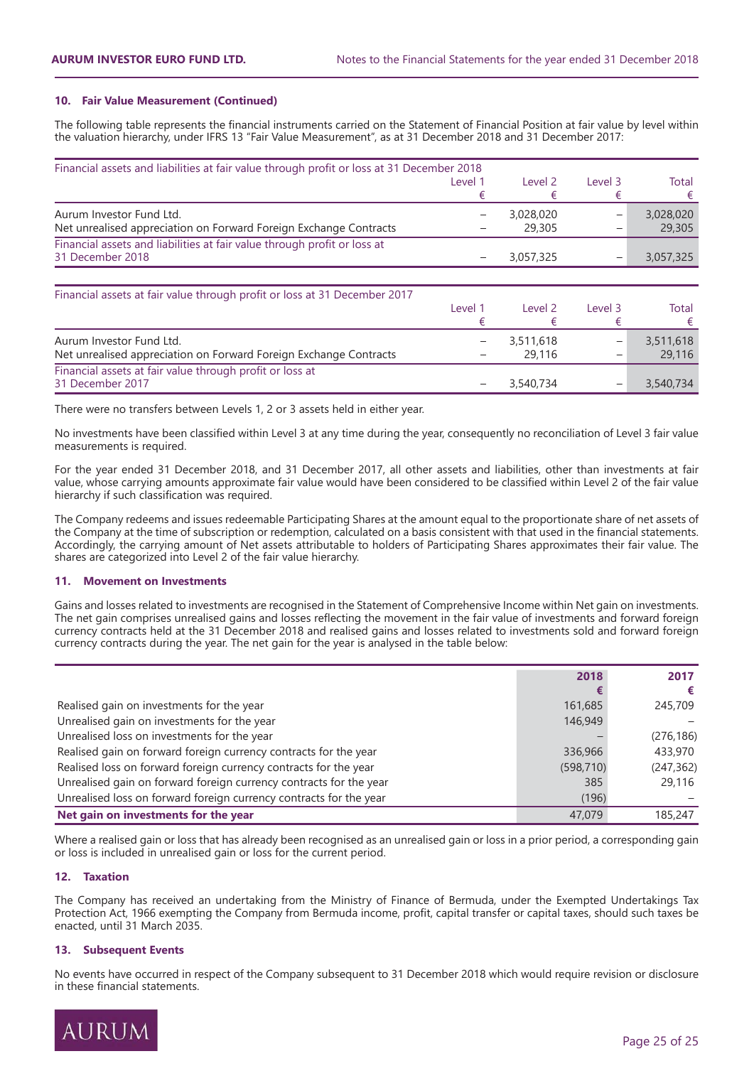### 10. Fair Value Measurement (Continued)

The following table represents the financial instruments carried on the Statement of Financial Position at fair value by level within the valuation hierarchy, under IFRS 13 "Fair Value Measurement", as at 31 December 2018 and 31 December 2017:

| Financial assets and liabilities at fair value through profit or loss at 31 December 2018 | Level 1 € | Level 2 € | Level 3 € | Total € |
|---|---|---|---|---|
| Aurum Investor Fund Ltd. | – | 3,028,020 | – | 3,028,020 |
| Net unrealised appreciation on Forward Foreign Exchange Contracts | – | 29,305 | – | 29,305 |
| Financial assets and liabilities at fair value through profit or loss at 31 December 2018 | – | 3,057,325 | – | 3,057,325 |

| Financial assets at fair value through profit or loss at 31 December 2017 | Level 1 € | Level 2 € | Level 3 € | Total € |
|---|---|---|---|---|
| Aurum Investor Fund Ltd. | – | 3,511,618 | – | 3,511,618 |
| Net unrealised appreciation on Forward Foreign Exchange Contracts | – | 29,116 | – | 29,116 |
| Financial assets at fair value through profit or loss at 31 December 2017 | – | 3,540,734 | – | 3,540,734 |

There were no transfers between Levels 1, 2 or 3 assets held in either year.

No investments have been classified within Level 3 at any time during the year, consequently no reconciliation of Level 3 fair value measurements is required.

For the year ended 31 December 2018, and 31 December 2017, all other assets and liabilities, other than investments at fair value, whose carrying amounts approximate fair value would have been considered to be classified within Level 2 of the fair value hierarchy if such classification was required.

The Company redeems and issues redeemable Participating Shares at the amount equal to the proportionate share of net assets of the Company at the time of subscription or redemption, calculated on a basis consistent with that used in the financial statements. Accordingly, the carrying amount of Net assets attributable to holders of Participating Shares approximates their fair value. The shares are categorized into Level 2 of the fair value hierarchy.

### 11. Movement on Investments

Gains and losses related to investments are recognised in the Statement of Comprehensive Income within Net gain on investments. The net gain comprises unrealised gains and losses reflecting the movement in the fair value of investments and forward foreign currency contracts held at the 31 December 2018 and realised gains and losses related to investments sold and forward foreign currency contracts during the year. The net gain for the year is analysed in the table below:

| | 2018 € | 2017 € |
|---|---|---|
| Realised gain on investments for the year | 161,685 | 245,709 |
| Unrealised gain on investments for the year | 146,949 | – |
| Unrealised loss on investments for the year | – | (276,186) |
| Realised gain on forward foreign currency contracts for the year | 336,966 | 433,970 |
| Realised loss on forward foreign currency contracts for the year | (598,710) | (247,362) |
| Unrealised gain on forward foreign currency contracts for the year | 385 | 29,116 |
| Unrealised loss on forward foreign currency contracts for the year | (196) | – |
| **Net gain on investments for the year** | 47,079 | 185,247 |

Where a realised gain or loss that has already been recognised as an unrealised gain or loss in a prior period, a corresponding gain or loss is included in unrealised gain or loss for the current period.

### 12. Taxation

The Company has received an undertaking from the Ministry of Finance of Bermuda, under the Exempted Undertakings Tax Protection Act, 1966 exempting the Company from Bermuda income, profit, capital transfer or capital taxes, should such taxes be enacted, until 31 March 2035.

### 13. Subsequent Events

No events have occurred in respect of the Company subsequent to 31 December 2018 which would require revision or disclosure in these financial statements.